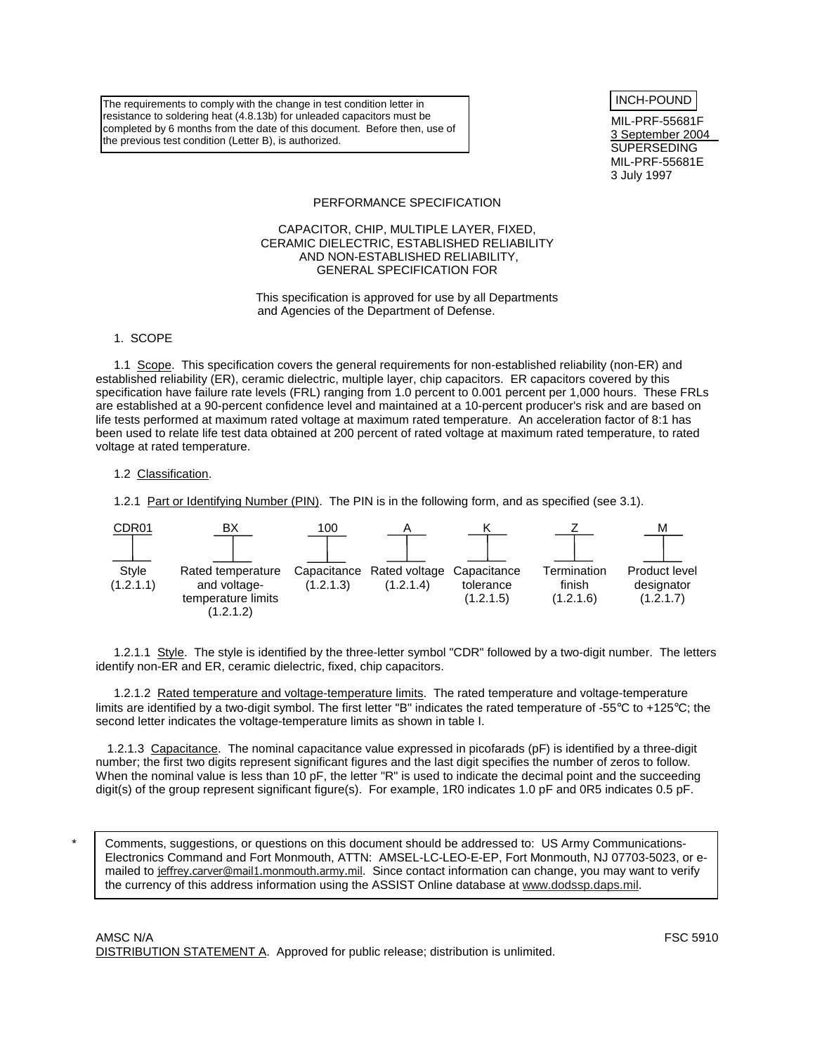The requirements to comply with the change in test condition letter in resistance to soldering heat (4.8.13b) for unleaded capacitors must be completed by 6 months from the date of this document. Before then, use of the previous test condition (Letter B), is authorized.

INCH-POUND

MIL-PRF-55681F
3 September 2004
SUPERSEDING
MIL-PRF-55681E
3 July 1997

# PERFORMANCE SPECIFICATION

## CAPACITOR, CHIP, MULTIPLE LAYER, FIXED, CERAMIC DIELECTRIC, ESTABLISHED RELIABILITY AND NON-ESTABLISHED RELIABILITY, GENERAL SPECIFICATION FOR

This specification is approved for use by all Departments and Agencies of the Department of Defense.

## 1. SCOPE

1.1 Scope. This specification covers the general requirements for non-established reliability (non-ER) and established reliability (ER), ceramic dielectric, multiple layer, chip capacitors. ER capacitors covered by this specification have failure rate levels (FRL) ranging from 1.0 percent to 0.001 percent per 1,000 hours. These FRLs are established at a 90-percent confidence level and maintained at a 10-percent producer's risk and are based on life tests performed at maximum rated voltage at maximum rated temperature. An acceleration factor of 8:1 has been used to relate life test data obtained at 200 percent of rated voltage at maximum rated temperature, to rated voltage at rated temperature.

1.2 Classification.

1.2.1 Part or Identifying Number (PIN). The PIN is in the following form, and as specified (see 3.1).

| CDR01 | BX | 100 | A | K | Z | M |
|---|---|---|---|---|---|---|
| Style (1.2.1.1) | Rated temperature and voltage-temperature limits (1.2.1.2) | Capacitance (1.2.1.3) | Rated voltage (1.2.1.4) | Capacitance tolerance (1.2.1.5) | Termination finish (1.2.1.6) | Product level designator (1.2.1.7) |

1.2.1.1 Style. The style is identified by the three-letter symbol "CDR" followed by a two-digit number. The letters identify non-ER and ER, ceramic dielectric, fixed, chip capacitors.

1.2.1.2 Rated temperature and voltage-temperature limits. The rated temperature and voltage-temperature limits are identified by a two-digit symbol. The first letter "B" indicates the rated temperature of -55°C to +125°C; the second letter indicates the voltage-temperature limits as shown in table I.

1.2.1.3 Capacitance. The nominal capacitance value expressed in picofarads (pF) is identified by a three-digit number; the first two digits represent significant figures and the last digit specifies the number of zeros to follow. When the nominal value is less than 10 pF, the letter "R" is used to indicate the decimal point and the succeeding digit(s) of the group represent significant figure(s). For example, 1R0 indicates 1.0 pF and 0R5 indicates 0.5 pF.

\* Comments, suggestions, or questions on this document should be addressed to: US Army Communications-Electronics Command and Fort Monmouth, ATTN: AMSEL-LC-LEO-E-EP, Fort Monmouth, NJ 07703-5023, or e-mailed to jeffrey.carver@mail1.monmouth.army.mil. Since contact information can change, you may want to verify the currency of this address information using the ASSIST Online database at www.dodssp.daps.mil.

AMSC N/A FSC 5910

DISTRIBUTION STATEMENT A. Approved for public release; distribution is unlimited.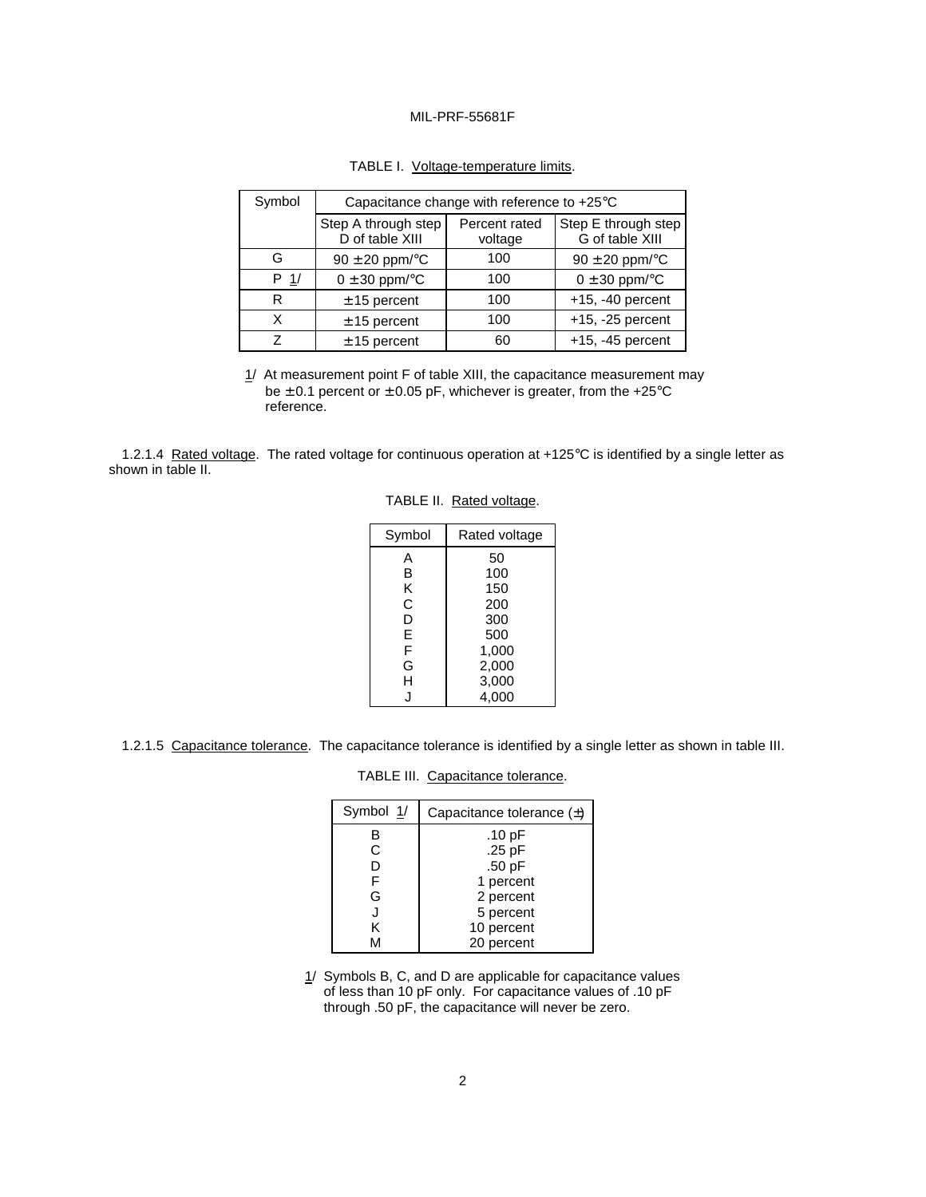TABLE I. Voltage-temperature limits.

| Symbol | Capacitance change with reference to +25°C | | |
|---|---|---|---|
| | Step A through step D of table XIII | Percent rated voltage | Step E through step G of table XIII |
| G | 90 ± 20 ppm/°C | 100 | 90 ± 20 ppm/°C |
| P 1/ | 0 ± 30 ppm/°C | 100 | 0 ± 30 ppm/°C |
| R | ± 15 percent | 100 | +15, -40 percent |
| X | ± 15 percent | 100 | +15, -25 percent |
| Z | ± 15 percent | 60 | +15, -45 percent |

1/ At measurement point F of table XIII, the capacitance measurement may be ± 0.1 percent or ± 0.05 pF, whichever is greater, from the +25°C reference.

1.2.1.4 Rated voltage. The rated voltage for continuous operation at +125°C is identified by a single letter as shown in table II.

TABLE II. Rated voltage.

| Symbol | Rated voltage |
|---|---|
| A | 50 |
| B | 100 |
| K | 150 |
| C | 200 |
| D | 300 |
| E | 500 |
| F | 1,000 |
| G | 2,000 |
| H | 3,000 |
| J | 4,000 |

1.2.1.5 Capacitance tolerance. The capacitance tolerance is identified by a single letter as shown in table III.

TABLE III. Capacitance tolerance.

| Symbol 1/ | Capacitance tolerance (±) |
|---|---|
| B | .10 pF |
| C | .25 pF |
| D | .50 pF |
| F | 1 percent |
| G | 2 percent |
| J | 5 percent |
| K | 10 percent |
| M | 20 percent |

1/ Symbols B, C, and D are applicable for capacitance values of less than 10 pF only. For capacitance values of .10 pF through .50 pF, the capacitance will never be zero.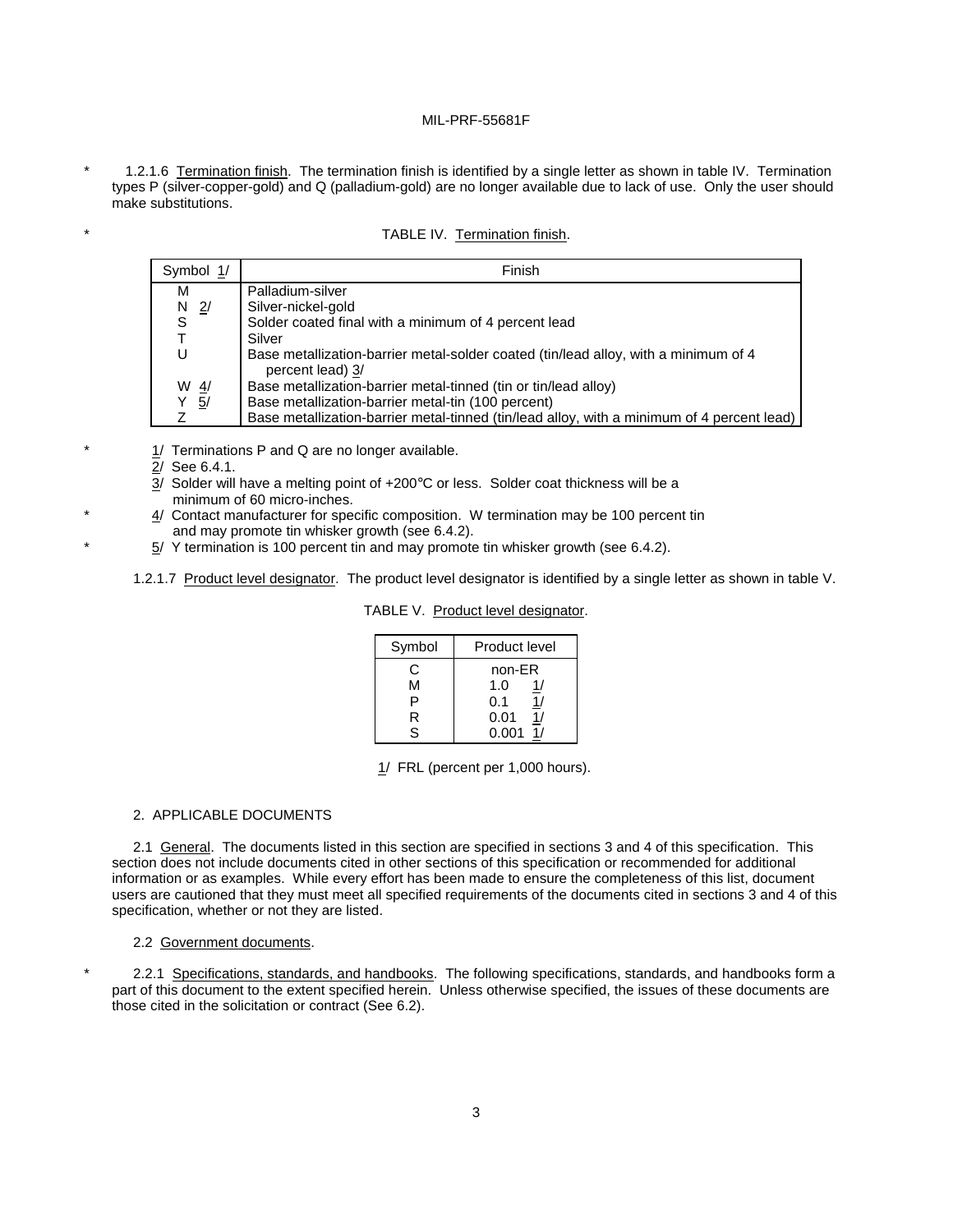\* 1.2.1.6 Termination finish. The termination finish is identified by a single letter as shown in table IV. Termination types P (silver-copper-gold) and Q (palladium-gold) are no longer available due to lack of use. Only the user should make substitutions.

\* TABLE IV. Termination finish.

| Symbol 1/ | Finish |
|---|---|
| M | Palladium-silver |
| N 2/ | Silver-nickel-gold |
| S | Solder coated final with a minimum of 4 percent lead |
| T | Silver |
| U | Base metallization-barrier metal-solder coated (tin/lead alloy, with a minimum of 4 percent lead) 3/ |
| W 4/ | Base metallization-barrier metal-tinned (tin or tin/lead alloy) |
| Y 5/ | Base metallization-barrier metal-tin (100 percent) |
| Z | Base metallization-barrier metal-tinned (tin/lead alloy, with a minimum of 4 percent lead) |

\* 1/ Terminations P and Q are no longer available.
2/ See 6.4.1.
3/ Solder will have a melting point of +200°C or less. Solder coat thickness will be a minimum of 60 micro-inches.
\* 4/ Contact manufacturer for specific composition. W termination may be 100 percent tin and may promote tin whisker growth (see 6.4.2).
\* 5/ Y termination is 100 percent tin and may promote tin whisker growth (see 6.4.2).

1.2.1.7 Product level designator. The product level designator is identified by a single letter as shown in table V.

TABLE V. Product level designator.

| Symbol | Product level |
|---|---|
| C | non-ER |
| M | 1.0 1/ |
| P | 0.1 1/ |
| R | 0.01 1/ |
| S | 0.001 1/ |

1/ FRL (percent per 1,000 hours).

## 2. APPLICABLE DOCUMENTS

2.1 General. The documents listed in this section are specified in sections 3 and 4 of this specification. This section does not include documents cited in other sections of this specification or recommended for additional information or as examples. While every effort has been made to ensure the completeness of this list, document users are cautioned that they must meet all specified requirements of the documents cited in sections 3 and 4 of this specification, whether or not they are listed.

2.2 Government documents.

\* 2.2.1 Specifications, standards, and handbooks. The following specifications, standards, and handbooks form a part of this document to the extent specified herein. Unless otherwise specified, the issues of these documents are those cited in the solicitation or contract (See 6.2).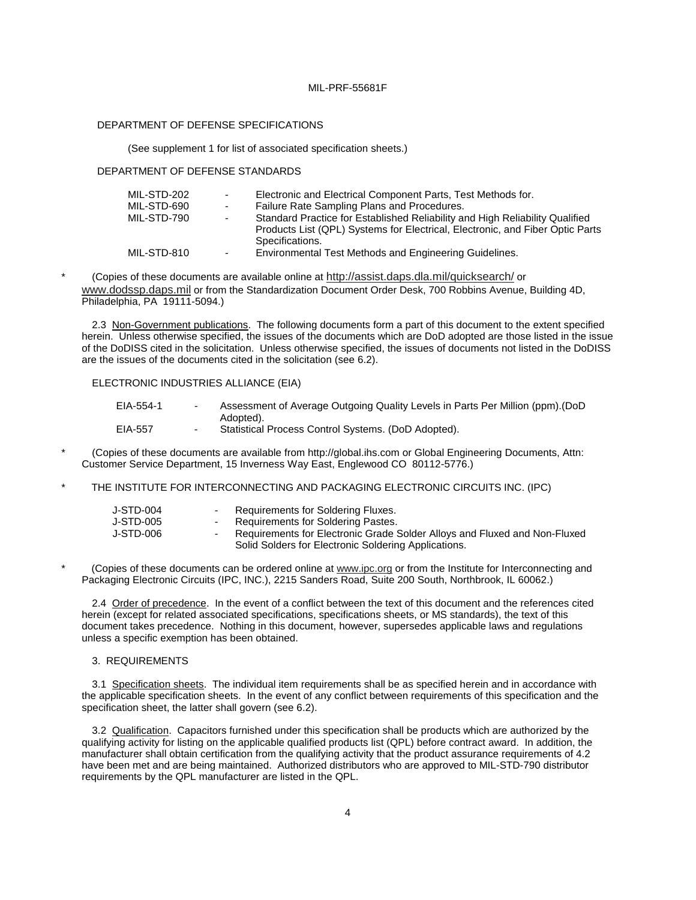DEPARTMENT OF DEFENSE SPECIFICATIONS

(See supplement 1 for list of associated specification sheets.)

DEPARTMENT OF DEFENSE STANDARDS

| | | |
|---|---|---|
| MIL-STD-202 | - | Electronic and Electrical Component Parts, Test Methods for. |
| MIL-STD-690 | - | Failure Rate Sampling Plans and Procedures. |
| MIL-STD-790 | - | Standard Practice for Established Reliability and High Reliability Qualified Products List (QPL) Systems for Electrical, Electronic, and Fiber Optic Parts Specifications. |
| MIL-STD-810 | - | Environmental Test Methods and Engineering Guidelines. |

\* (Copies of these documents are available online at http://assist.daps.dla.mil/quicksearch/ or www.dodssp.daps.mil or from the Standardization Document Order Desk, 700 Robbins Avenue, Building 4D, Philadelphia, PA 19111-5094.)

2.3 Non-Government publications. The following documents form a part of this document to the extent specified herein. Unless otherwise specified, the issues of the documents which are DoD adopted are those listed in the issue of the DoDISS cited in the solicitation. Unless otherwise specified, the issues of documents not listed in the DoDISS are the issues of the documents cited in the solicitation (see 6.2).

ELECTRONIC INDUSTRIES ALLIANCE (EIA)

| | | |
|---|---|---|
| EIA-554-1 | - | Assessment of Average Outgoing Quality Levels in Parts Per Million (ppm).(DoD Adopted). |
| EIA-557 | - | Statistical Process Control Systems. (DoD Adopted). |

\* (Copies of these documents are available from http://global.ihs.com or Global Engineering Documents, Attn: Customer Service Department, 15 Inverness Way East, Englewood CO 80112-5776.)

\* THE INSTITUTE FOR INTERCONNECTING AND PACKAGING ELECTRONIC CIRCUITS INC. (IPC)

| | | |
|---|---|---|
| J-STD-004 | - | Requirements for Soldering Fluxes. |
| J-STD-005 | - | Requirements for Soldering Pastes. |
| J-STD-006 | - | Requirements for Electronic Grade Solder Alloys and Fluxed and Non-Fluxed Solid Solders for Electronic Soldering Applications. |

\* (Copies of these documents can be ordered online at www.ipc.org or from the Institute for Interconnecting and Packaging Electronic Circuits (IPC, INC.), 2215 Sanders Road, Suite 200 South, Northbrook, IL 60062.)

2.4 Order of precedence. In the event of a conflict between the text of this document and the references cited herein (except for related associated specifications, specifications sheets, or MS standards), the text of this document takes precedence. Nothing in this document, however, supersedes applicable laws and regulations unless a specific exemption has been obtained.

## 3. REQUIREMENTS

3.1 Specification sheets. The individual item requirements shall be as specified herein and in accordance with the applicable specification sheets. In the event of any conflict between requirements of this specification and the specification sheet, the latter shall govern (see 6.2).

3.2 Qualification. Capacitors furnished under this specification shall be products which are authorized by the qualifying activity for listing on the applicable qualified products list (QPL) before contract award. In addition, the manufacturer shall obtain certification from the qualifying activity that the product assurance requirements of 4.2 have been met and are being maintained. Authorized distributors who are approved to MIL-STD-790 distributor requirements by the QPL manufacturer are listed in the QPL.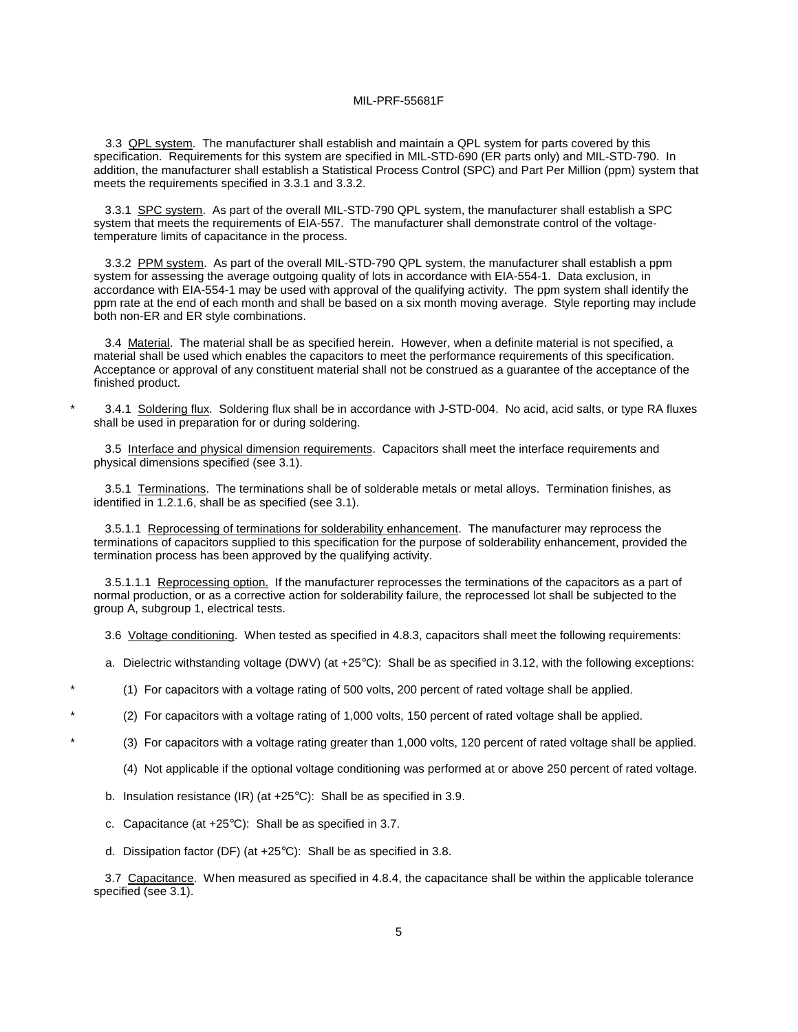3.3 QPL system. The manufacturer shall establish and maintain a QPL system for parts covered by this specification. Requirements for this system are specified in MIL-STD-690 (ER parts only) and MIL-STD-790. In addition, the manufacturer shall establish a Statistical Process Control (SPC) and Part Per Million (ppm) system that meets the requirements specified in 3.3.1 and 3.3.2.

3.3.1 SPC system. As part of the overall MIL-STD-790 QPL system, the manufacturer shall establish a SPC system that meets the requirements of EIA-557. The manufacturer shall demonstrate control of the voltage-temperature limits of capacitance in the process.

3.3.2 PPM system. As part of the overall MIL-STD-790 QPL system, the manufacturer shall establish a ppm system for assessing the average outgoing quality of lots in accordance with EIA-554-1. Data exclusion, in accordance with EIA-554-1 may be used with approval of the qualifying activity. The ppm system shall identify the ppm rate at the end of each month and shall be based on a six month moving average. Style reporting may include both non-ER and ER style combinations.

3.4 Material. The material shall be as specified herein. However, when a definite material is not specified, a material shall be used which enables the capacitors to meet the performance requirements of this specification. Acceptance or approval of any constituent material shall not be construed as a guarantee of the acceptance of the finished product.

\* 3.4.1 Soldering flux. Soldering flux shall be in accordance with J-STD-004. No acid, acid salts, or type RA fluxes shall be used in preparation for or during soldering.

3.5 Interface and physical dimension requirements. Capacitors shall meet the interface requirements and physical dimensions specified (see 3.1).

3.5.1 Terminations. The terminations shall be of solderable metals or metal alloys. Termination finishes, as identified in 1.2.1.6, shall be as specified (see 3.1).

3.5.1.1 Reprocessing of terminations for solderability enhancement. The manufacturer may reprocess the terminations of capacitors supplied to this specification for the purpose of solderability enhancement, provided the termination process has been approved by the qualifying activity.

3.5.1.1.1 Reprocessing option. If the manufacturer reprocesses the terminations of the capacitors as a part of normal production, or as a corrective action for solderability failure, the reprocessed lot shall be subjected to the group A, subgroup 1, electrical tests.

3.6 Voltage conditioning. When tested as specified in 4.8.3, capacitors shall meet the following requirements:

a. Dielectric withstanding voltage (DWV) (at +25°C): Shall be as specified in 3.12, with the following exceptions:

\* (1) For capacitors with a voltage rating of 500 volts, 200 percent of rated voltage shall be applied.

\* (2) For capacitors with a voltage rating of 1,000 volts, 150 percent of rated voltage shall be applied.

\* (3) For capacitors with a voltage rating greater than 1,000 volts, 120 percent of rated voltage shall be applied.

(4) Not applicable if the optional voltage conditioning was performed at or above 250 percent of rated voltage.

b. Insulation resistance (IR) (at +25°C): Shall be as specified in 3.9.

c. Capacitance (at +25°C): Shall be as specified in 3.7.

d. Dissipation factor (DF) (at +25°C): Shall be as specified in 3.8.

3.7 Capacitance. When measured as specified in 4.8.4, the capacitance shall be within the applicable tolerance specified (see 3.1).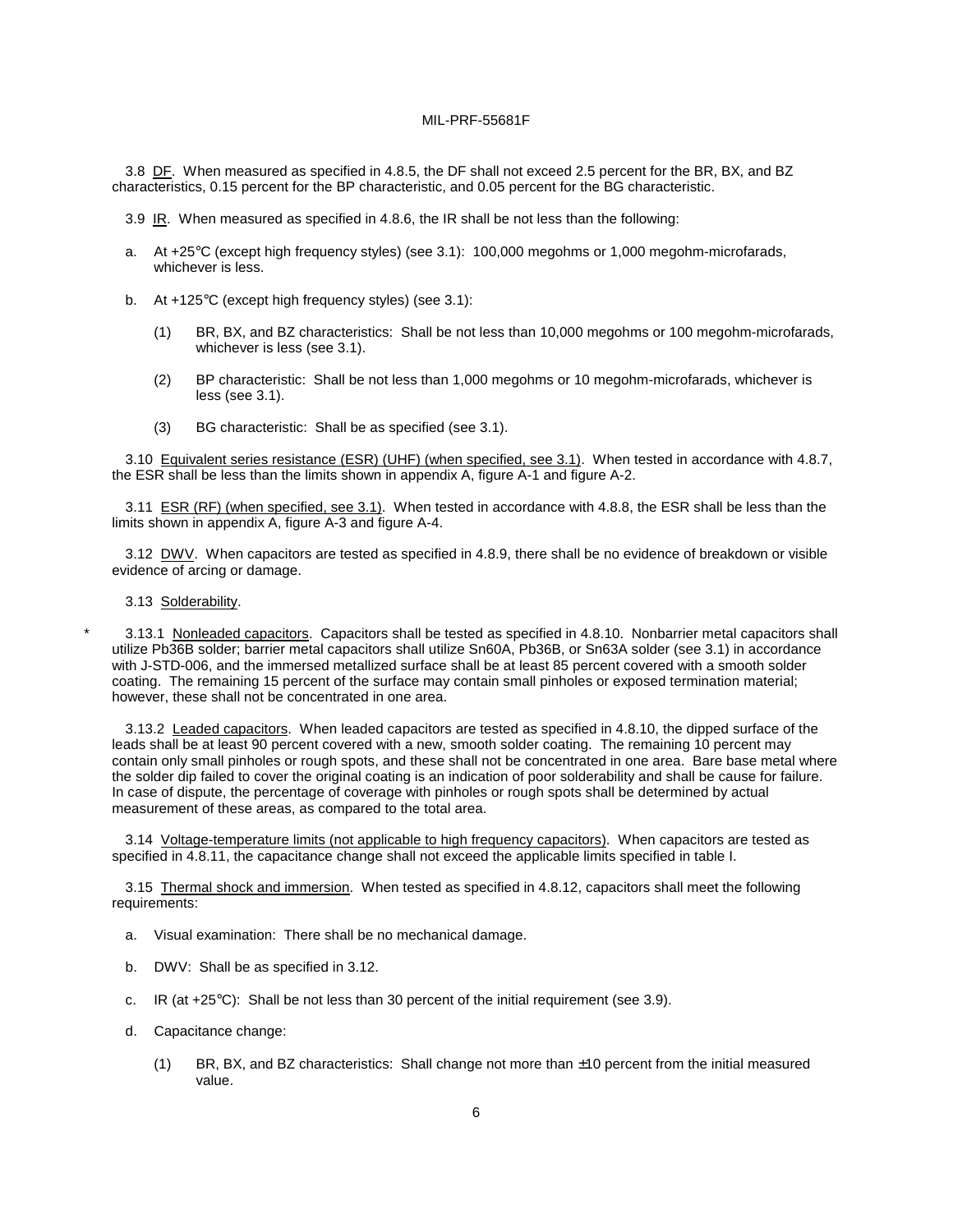3.8 <u>DF</u>. When measured as specified in 4.8.5, the DF shall not exceed 2.5 percent for the BR, BX, and BZ characteristics, 0.15 percent for the BP characteristic, and 0.05 percent for the BG characteristic.

3.9 <u>IR</u>. When measured as specified in 4.8.6, the IR shall be not less than the following:

a. At +25°C (except high frequency styles) (see 3.1): 100,000 megohms or 1,000 megohm-microfarads, whichever is less.

b. At +125°C (except high frequency styles) (see 3.1):

   (1) BR, BX, and BZ characteristics: Shall be not less than 10,000 megohms or 100 megohm-microfarads, whichever is less (see 3.1).

   (2) BP characteristic: Shall be not less than 1,000 megohms or 10 megohm-microfarads, whichever is less (see 3.1).

   (3) BG characteristic: Shall be as specified (see 3.1).

3.10 <u>Equivalent series resistance (ESR) (UHF) (when specified, see 3.1)</u>. When tested in accordance with 4.8.7, the ESR shall be less than the limits shown in appendix A, figure A-1 and figure A-2.

3.11 <u>ESR (RF) (when specified, see 3.1)</u>. When tested in accordance with 4.8.8, the ESR shall be less than the limits shown in appendix A, figure A-3 and figure A-4.

3.12 <u>DWV</u>. When capacitors are tested as specified in 4.8.9, there shall be no evidence of breakdown or visible evidence of arcing or damage.

3.13 <u>Solderability</u>.

\* 3.13.1 <u>Nonleaded capacitors</u>. Capacitors shall be tested as specified in 4.8.10. Nonbarrier metal capacitors shall utilize Pb36B solder; barrier metal capacitors shall utilize Sn60A, Pb36B, or Sn63A solder (see 3.1) in accordance with J-STD-006, and the immersed metallized surface shall be at least 85 percent covered with a smooth solder coating. The remaining 15 percent of the surface may contain small pinholes or exposed termination material; however, these shall not be concentrated in one area.

3.13.2 <u>Leaded capacitors</u>. When leaded capacitors are tested as specified in 4.8.10, the dipped surface of the leads shall be at least 90 percent covered with a new, smooth solder coating. The remaining 10 percent may contain only small pinholes or rough spots, and these shall not be concentrated in one area. Bare base metal where the solder dip failed to cover the original coating is an indication of poor solderability and shall be cause for failure. In case of dispute, the percentage of coverage with pinholes or rough spots shall be determined by actual measurement of these areas, as compared to the total area.

3.14 <u>Voltage-temperature limits (not applicable to high frequency capacitors)</u>. When capacitors are tested as specified in 4.8.11, the capacitance change shall not exceed the applicable limits specified in table I.

3.15 <u>Thermal shock and immersion</u>. When tested as specified in 4.8.12, capacitors shall meet the following requirements:

a. Visual examination: There shall be no mechanical damage.

b. DWV: Shall be as specified in 3.12.

c. IR (at +25°C): Shall be not less than 30 percent of the initial requirement (see 3.9).

d. Capacitance change:

   (1) BR, BX, and BZ characteristics: Shall change not more than ±10 percent from the initial measured value.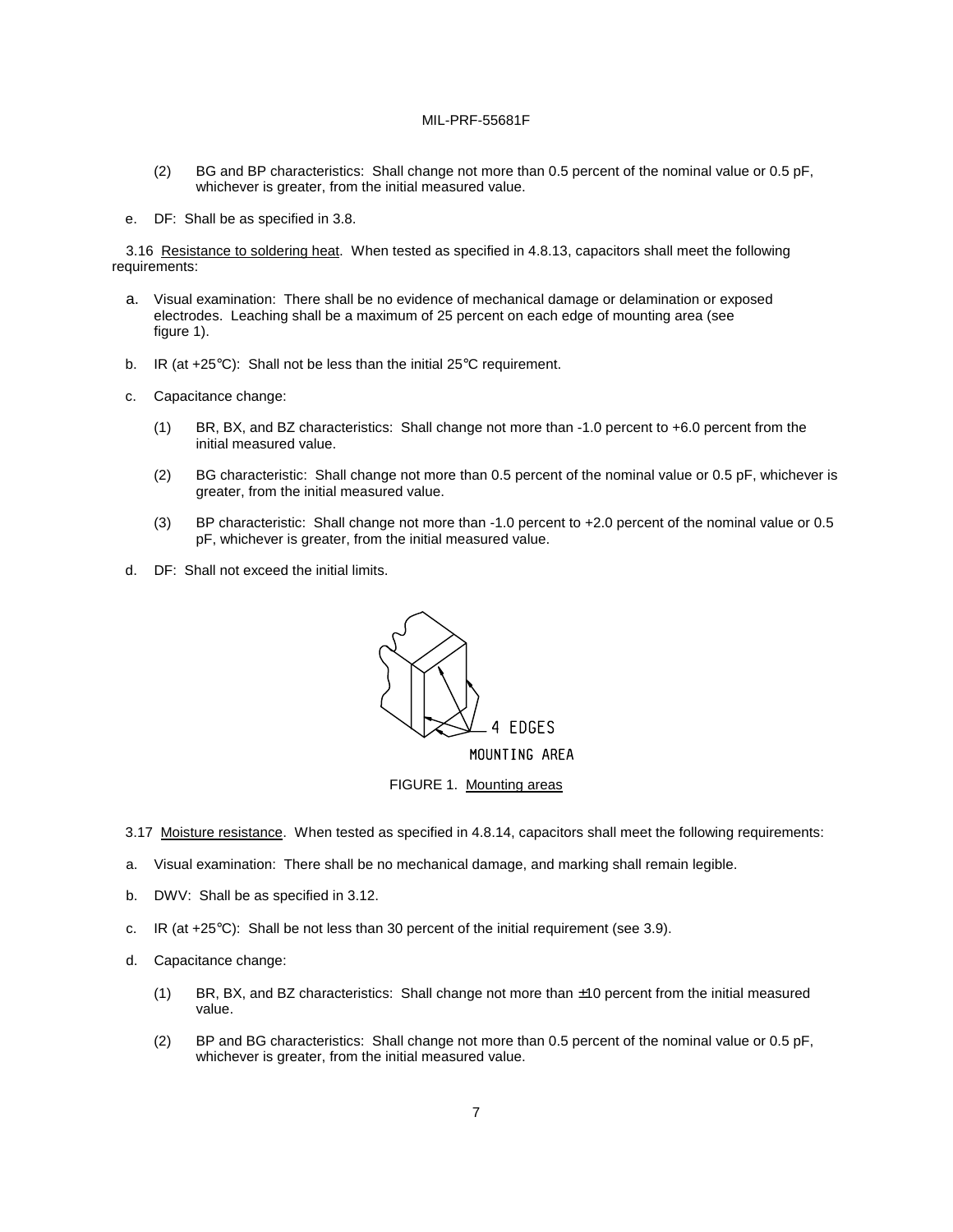(2) BG and BP characteristics: Shall change not more than 0.5 percent of the nominal value or 0.5 pF, whichever is greater, from the initial measured value.

e. DF: Shall be as specified in 3.8.

3.16 Resistance to soldering heat. When tested as specified in 4.8.13, capacitors shall meet the following requirements:

a. Visual examination: There shall be no evidence of mechanical damage or delamination or exposed electrodes. Leaching shall be a maximum of 25 percent on each edge of mounting area (see figure 1).

b. IR (at +25°C): Shall not be less than the initial 25°C requirement.

c. Capacitance change:

(1) BR, BX, and BZ characteristics: Shall change not more than -1.0 percent to +6.0 percent from the initial measured value.

(2) BG characteristic: Shall change not more than 0.5 percent of the nominal value or 0.5 pF, whichever is greater, from the initial measured value.

(3) BP characteristic: Shall change not more than -1.0 percent to +2.0 percent of the nominal value or 0.5 pF, whichever is greater, from the initial measured value.

d. DF: Shall not exceed the initial limits.

4 EDGES

MOUNTING AREA

FIGURE 1. Mounting areas

3.17 Moisture resistance. When tested as specified in 4.8.14, capacitors shall meet the following requirements:

a. Visual examination: There shall be no mechanical damage, and marking shall remain legible.

b. DWV: Shall be as specified in 3.12.

c. IR (at +25°C): Shall be not less than 30 percent of the initial requirement (see 3.9).

d. Capacitance change:

(1) BR, BX, and BZ characteristics: Shall change not more than ±10 percent from the initial measured value.

(2) BP and BG characteristics: Shall change not more than 0.5 percent of the nominal value or 0.5 pF, whichever is greater, from the initial measured value.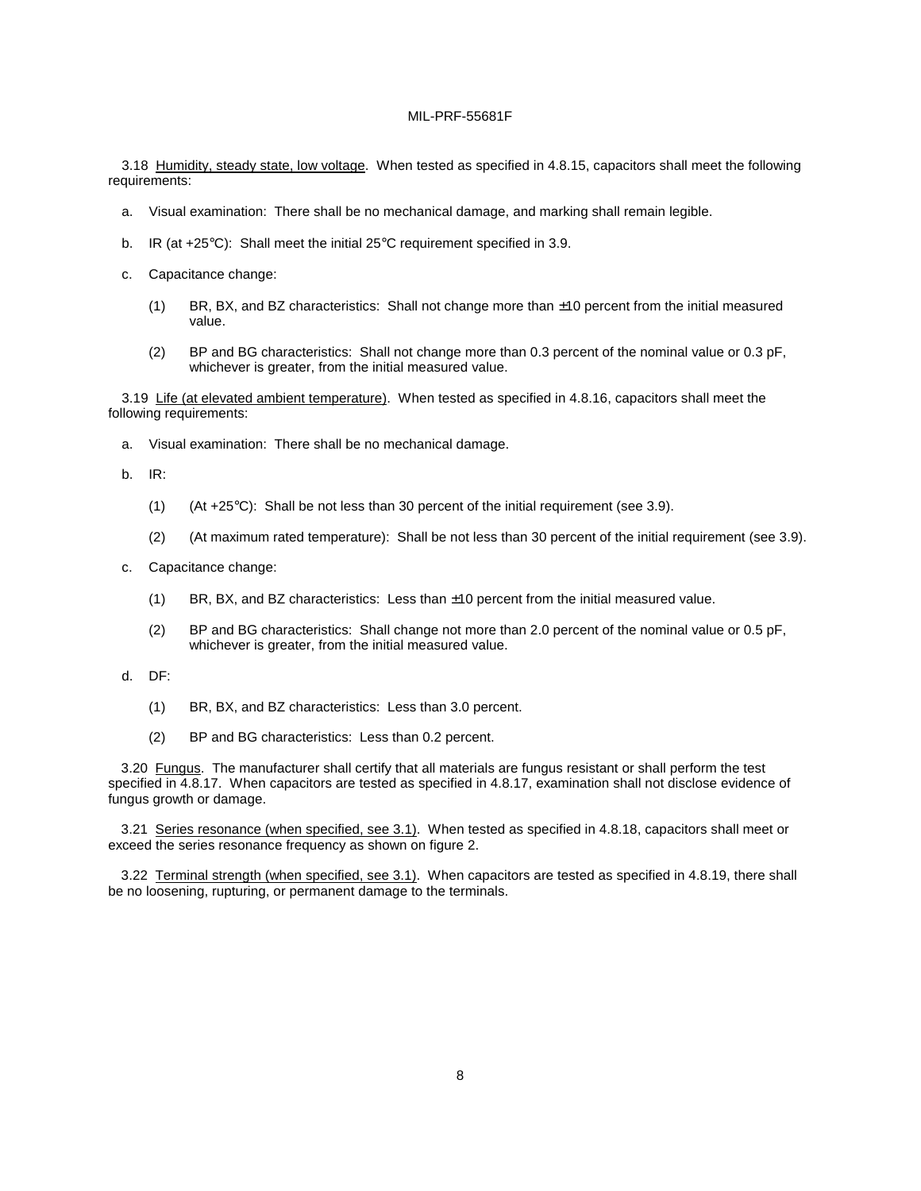3.18 Humidity, steady state, low voltage. When tested as specified in 4.8.15, capacitors shall meet the following requirements:

a. Visual examination: There shall be no mechanical damage, and marking shall remain legible.

b. IR (at +25°C): Shall meet the initial 25°C requirement specified in 3.9.

c. Capacitance change:

   (1) BR, BX, and BZ characteristics: Shall not change more than ±10 percent from the initial measured value.

   (2) BP and BG characteristics: Shall not change more than 0.3 percent of the nominal value or 0.3 pF, whichever is greater, from the initial measured value.

3.19 Life (at elevated ambient temperature). When tested as specified in 4.8.16, capacitors shall meet the following requirements:

a. Visual examination: There shall be no mechanical damage.

b. IR:

   (1) (At +25°C): Shall be not less than 30 percent of the initial requirement (see 3.9).

   (2) (At maximum rated temperature): Shall be not less than 30 percent of the initial requirement (see 3.9).

c. Capacitance change:

   (1) BR, BX, and BZ characteristics: Less than ±10 percent from the initial measured value.

   (2) BP and BG characteristics: Shall change not more than 2.0 percent of the nominal value or 0.5 pF, whichever is greater, from the initial measured value.

d. DF:

   (1) BR, BX, and BZ characteristics: Less than 3.0 percent.

   (2) BP and BG characteristics: Less than 0.2 percent.

3.20 Fungus. The manufacturer shall certify that all materials are fungus resistant or shall perform the test specified in 4.8.17. When capacitors are tested as specified in 4.8.17, examination shall not disclose evidence of fungus growth or damage.

3.21 Series resonance (when specified, see 3.1). When tested as specified in 4.8.18, capacitors shall meet or exceed the series resonance frequency as shown on figure 2.

3.22 Terminal strength (when specified, see 3.1). When capacitors are tested as specified in 4.8.19, there shall be no loosening, rupturing, or permanent damage to the terminals.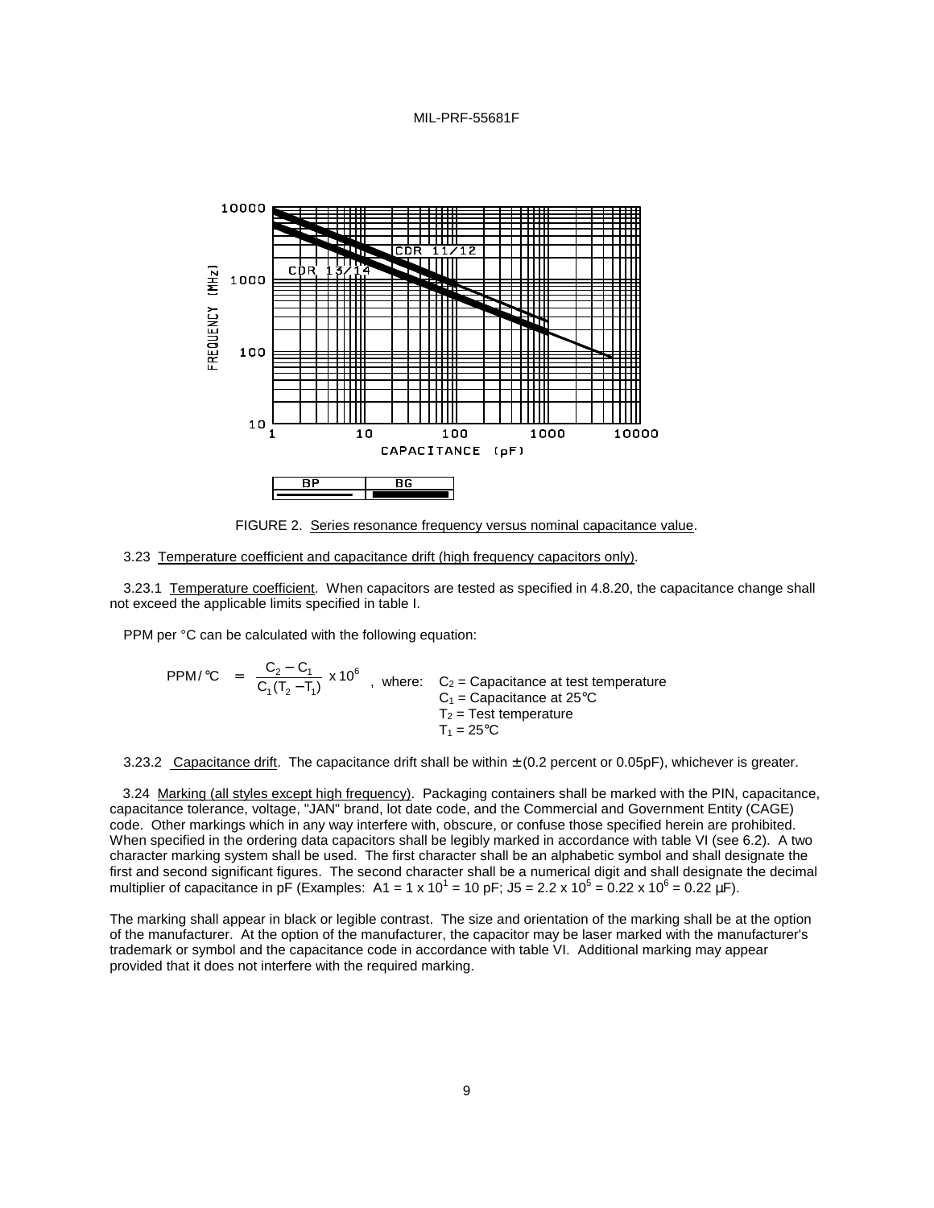FIGURE 2. Series resonance frequency versus nominal capacitance value.

3.23 Temperature coefficient and capacitance drift (high frequency capacitors only).

3.23.1 Temperature coefficient. When capacitors are tested as specified in 4.8.20, the capacitance change shall not exceed the applicable limits specified in table I.

PPM per °C can be calculated with the following equation:

$$PPM/°C = \frac{C_2 - C_1}{C_1(T_2 - T_1)} \times 10^6$$

, where: $C_2$ = Capacitance at test temperature
$C_1$ = Capacitance at 25°C
$T_2$ = Test temperature
$T_1$ = 25°C

3.23.2 Capacitance drift. The capacitance drift shall be within ±(0.2 percent or 0.05pF), whichever is greater.

3.24 Marking (all styles except high frequency). Packaging containers shall be marked with the PIN, capacitance, capacitance tolerance, voltage, "JAN" brand, lot date code, and the Commercial and Government Entity (CAGE) code. Other markings which in any way interfere with, obscure, or confuse those specified herein are prohibited. When specified in the ordering data capacitors shall be legibly marked in accordance with table VI (see 6.2). A two character marking system shall be used. The first character shall be an alphabetic symbol and shall designate the first and second significant figures. The second character shall be a numerical digit and shall designate the decimal multiplier of capacitance in pF (Examples: A1 = $1 \times 10^1$ = 10 pF; J5 = $2.2 \times 10^5$ = $0.22 \times 10^6$ = 0.22 µF).

The marking shall appear in black or legible contrast. The size and orientation of the marking shall be at the option of the manufacturer. At the option of the manufacturer, the capacitor may be laser marked with the manufacturer's trademark or symbol and the capacitance code in accordance with table VI. Additional marking may appear provided that it does not interfere with the required marking.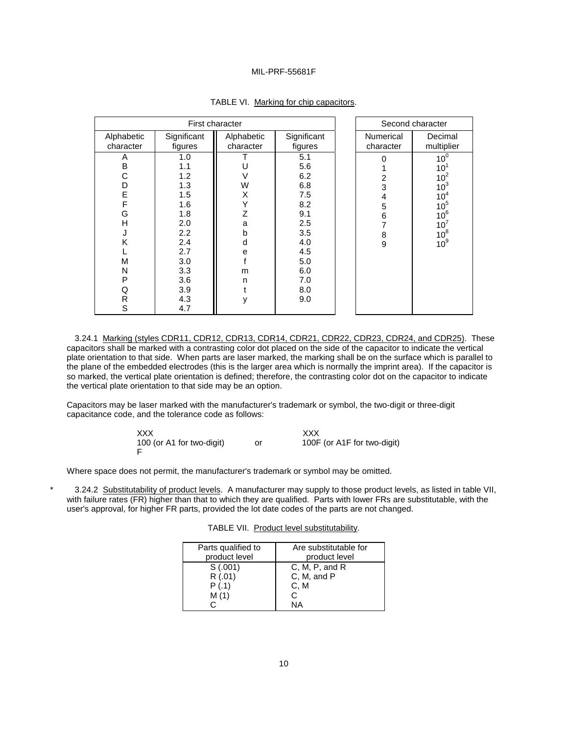TABLE VI. Marking for chip capacitors.

| First character | | | | Second character | |
|---|---|---|---|---|---|
| Alphabetic character | Significant figures | Alphabetic character | Significant figures | Numerical character | Decimal multiplier |
| A | 1.0 | T | 5.1 | 0 | $10^0$ |
| B | 1.1 | U | 5.6 | 1 | $10^1$ |
| C | 1.2 | V | 6.2 | 2 | $10^2$ |
| D | 1.3 | W | 6.8 | 3 | $10^3$ |
| E | 1.5 | X | 7.5 | 4 | $10^4$ |
| F | 1.6 | Y | 8.2 | 5 | $10^5$ |
| G | 1.8 | Z | 9.1 | 6 | $10^6$ |
| H | 2.0 | a | 2.5 | 7 | $10^7$ |
| J | 2.2 | b | 3.5 | 8 | $10^8$ |
| K | 2.4 | d | 4.0 | 9 | $10^9$ |
| L | 2.7 | e | 4.5 | | |
| M | 3.0 | f | 5.0 | | |
| N | 3.3 | m | 6.0 | | |
| P | 3.6 | n | 7.0 | | |
| Q | 3.9 | t | 8.0 | | |
| R | 4.3 | y | 9.0 | | |
| S | 4.7 | | | | |

3.24.1 Marking (styles CDR11, CDR12, CDR13, CDR14, CDR21, CDR22, CDR23, CDR24, and CDR25). These capacitors shall be marked with a contrasting color dot placed on the side of the capacitor to indicate the vertical plate orientation to that side. When parts are laser marked, the marking shall be on the surface which is parallel to the plane of the embedded electrodes (this is the larger area which is normally the imprint area). If the capacitor is so marked, the vertical plate orientation is defined; therefore, the contrasting color dot on the capacitor to indicate the vertical plate orientation to that side may be an option.

Capacitors may be laser marked with the manufacturer's trademark or symbol, the two-digit or three-digit capacitance code, and the tolerance code as follows:

```
XXX                                     XXX
100 (or A1 for two-digit)      or       100F (or A1F for two-digit)
F
```

Where space does not permit, the manufacturer's trademark or symbol may be omitted.

\* 3.24.2 Substitutability of product levels. A manufacturer may supply to those product levels, as listed in table VII, with failure rates (FR) higher than that to which they are qualified. Parts with lower FRs are substitutable, with the user's approval, for higher FR parts, provided the lot date codes of the parts are not changed.

TABLE VII. Product level substitutability.

| Parts qualified to product level | Are substitutable for product level |
|---|---|
| S (.001) | C, M, P, and R |
| R (.01) | C, M, and P |
| P (.1) | C, M |
| M (1) | C |
| C | NA |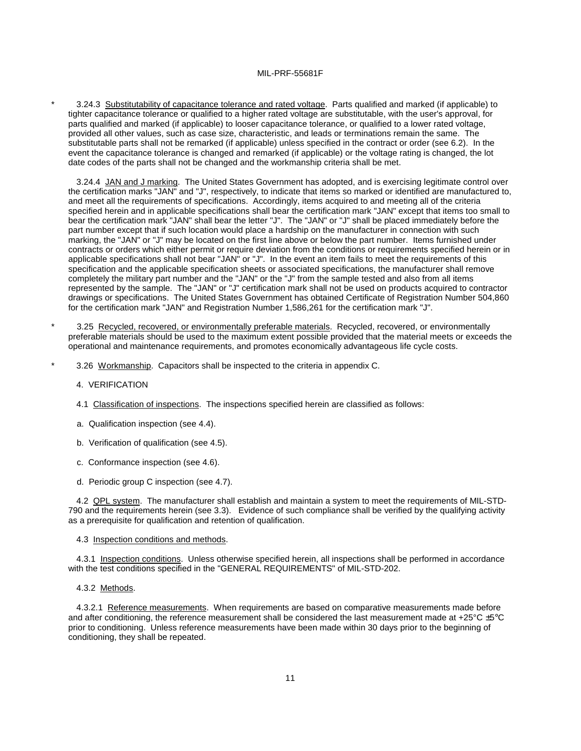\* 3.24.3 Substitutability of capacitance tolerance and rated voltage. Parts qualified and marked (if applicable) to tighter capacitance tolerance or qualified to a higher rated voltage are substitutable, with the user's approval, for parts qualified and marked (if applicable) to looser capacitance tolerance, or qualified to a lower rated voltage, provided all other values, such as case size, characteristic, and leads or terminations remain the same. The substitutable parts shall not be remarked (if applicable) unless specified in the contract or order (see 6.2). In the event the capacitance tolerance is changed and remarked (if applicable) or the voltage rating is changed, the lot date codes of the parts shall not be changed and the workmanship criteria shall be met.

3.24.4 JAN and J marking. The United States Government has adopted, and is exercising legitimate control over the certification marks "JAN" and "J", respectively, to indicate that items so marked or identified are manufactured to, and meet all the requirements of specifications. Accordingly, items acquired to and meeting all of the criteria specified herein and in applicable specifications shall bear the certification mark "JAN" except that items too small to bear the certification mark "JAN" shall bear the letter "J". The "JAN" or "J" shall be placed immediately before the part number except that if such location would place a hardship on the manufacturer in connection with such marking, the "JAN" or "J" may be located on the first line above or below the part number. Items furnished under contracts or orders which either permit or require deviation from the conditions or requirements specified herein or in applicable specifications shall not bear "JAN" or "J". In the event an item fails to meet the requirements of this specification and the applicable specification sheets or associated specifications, the manufacturer shall remove completely the military part number and the "JAN" or the "J" from the sample tested and also from all items represented by the sample. The "JAN" or "J" certification mark shall not be used on products acquired to contractor drawings or specifications. The United States Government has obtained Certificate of Registration Number 504,860 for the certification mark "JAN" and Registration Number 1,586,261 for the certification mark "J".

\* 3.25 Recycled, recovered, or environmentally preferable materials. Recycled, recovered, or environmentally preferable materials should be used to the maximum extent possible provided that the material meets or exceeds the operational and maintenance requirements, and promotes economically advantageous life cycle costs.

\* 3.26 Workmanship. Capacitors shall be inspected to the criteria in appendix C.

## 4. VERIFICATION

4.1 Classification of inspections. The inspections specified herein are classified as follows:

a. Qualification inspection (see 4.4).

b. Verification of qualification (see 4.5).

c. Conformance inspection (see 4.6).

d. Periodic group C inspection (see 4.7).

4.2 QPL system. The manufacturer shall establish and maintain a system to meet the requirements of MIL-STD-790 and the requirements herein (see 3.3). Evidence of such compliance shall be verified by the qualifying activity as a prerequisite for qualification and retention of qualification.

4.3 Inspection conditions and methods.

4.3.1 Inspection conditions. Unless otherwise specified herein, all inspections shall be performed in accordance with the test conditions specified in the "GENERAL REQUIREMENTS" of MIL-STD-202.

4.3.2 Methods.

4.3.2.1 Reference measurements. When requirements are based on comparative measurements made before and after conditioning, the reference measurement shall be considered the last measurement made at +25°C ±5°C prior to conditioning. Unless reference measurements have been made within 30 days prior to the beginning of conditioning, they shall be repeated.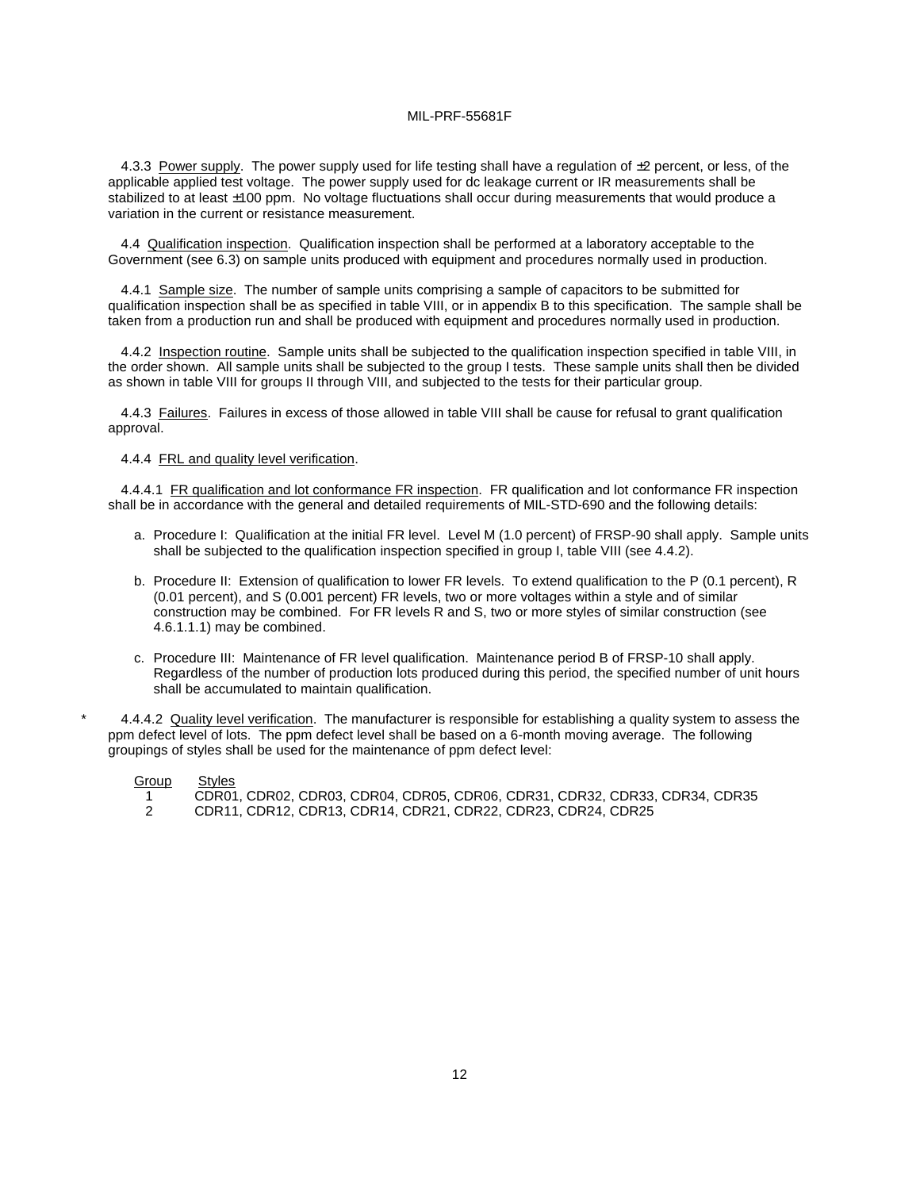4.3.3 <u>Power supply</u>. The power supply used for life testing shall have a regulation of ±2 percent, or less, of the applicable applied test voltage. The power supply used for dc leakage current or IR measurements shall be stabilized to at least ±100 ppm. No voltage fluctuations shall occur during measurements that would produce a variation in the current or resistance measurement.

4.4 <u>Qualification inspection</u>. Qualification inspection shall be performed at a laboratory acceptable to the Government (see 6.3) on sample units produced with equipment and procedures normally used in production.

4.4.1 <u>Sample size</u>. The number of sample units comprising a sample of capacitors to be submitted for qualification inspection shall be as specified in table VIII, or in appendix B to this specification. The sample shall be taken from a production run and shall be produced with equipment and procedures normally used in production.

4.4.2 <u>Inspection routine</u>. Sample units shall be subjected to the qualification inspection specified in table VIII, in the order shown. All sample units shall be subjected to the group I tests. These sample units shall then be divided as shown in table VIII for groups II through VIII, and subjected to the tests for their particular group.

4.4.3 <u>Failures</u>. Failures in excess of those allowed in table VIII shall be cause for refusal to grant qualification approval.

4.4.4 <u>FRL and quality level verification</u>.

4.4.4.1 <u>FR qualification and lot conformance FR inspection</u>. FR qualification and lot conformance FR inspection shall be in accordance with the general and detailed requirements of MIL-STD-690 and the following details:

a. Procedure I: Qualification at the initial FR level. Level M (1.0 percent) of FRSP-90 shall apply. Sample units shall be subjected to the qualification inspection specified in group I, table VIII (see 4.4.2).

b. Procedure II: Extension of qualification to lower FR levels. To extend qualification to the P (0.1 percent), R (0.01 percent), and S (0.001 percent) FR levels, two or more voltages within a style and of similar construction may be combined. For FR levels R and S, two or more styles of similar construction (see 4.6.1.1.1) may be combined.

c. Procedure III: Maintenance of FR level qualification. Maintenance period B of FRSP-10 shall apply. Regardless of the number of production lots produced during this period, the specified number of unit hours shall be accumulated to maintain qualification.

\* 4.4.4.2 <u>Quality level verification</u>. The manufacturer is responsible for establishing a quality system to assess the ppm defect level of lots. The ppm defect level shall be based on a 6-month moving average. The following groupings of styles shall be used for the maintenance of ppm defect level:

| <u>Group</u> | <u>Styles</u> |
|---|---|
| 1 | CDR01, CDR02, CDR03, CDR04, CDR05, CDR06, CDR31, CDR32, CDR33, CDR34, CDR35 |
| 2 | CDR11, CDR12, CDR13, CDR14, CDR21, CDR22, CDR23, CDR24, CDR25 |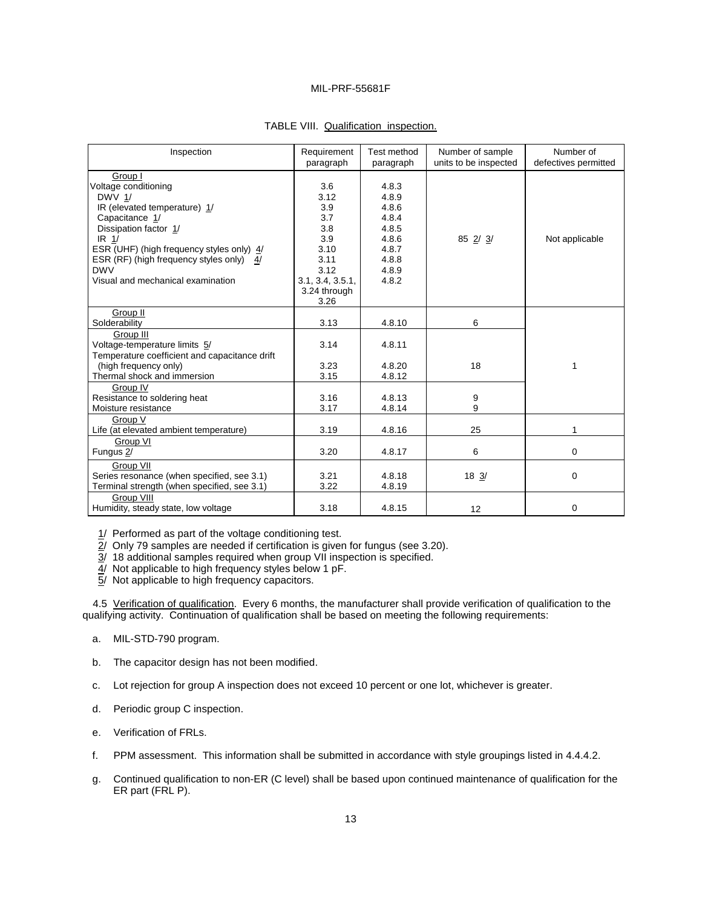TABLE VIII. Qualification inspection.

| Inspection | Requirement paragraph | Test method paragraph | Number of sample units to be inspected | Number of defectives permitted |
|---|---|---|---|---|
| Group I | | | | |
| Voltage conditioning | 3.6 | 4.8.3 | | |
| DWV 1/ | 3.12 | 4.8.9 | | |
| IR (elevated temperature) 1/ | 3.9 | 4.8.6 | | |
| Capacitance 1/ | 3.7 | 4.8.4 | | |
| Dissipation factor 1/ | 3.8 | 4.8.5 | 85 2/ 3/ | Not applicable |
| IR 1/ | 3.9 | 4.8.6 | | |
| ESR (UHF) (high frequency styles only) 4/ | 3.10 | 4.8.7 | | |
| ESR (RF) (high frequency styles only) 4/ | 3.11 | 4.8.8 | | |
| DWV | 3.12 | 4.8.9 | | |
| Visual and mechanical examination | 3.1, 3.4, 3.5.1, 3.24 through 3.26 | 4.8.2 | | |
| Group II | | | | |
| Solderability | 3.13 | 4.8.10 | 6 | |
| Group III | | | | |
| Voltage-temperature limits 5/ | 3.14 | 4.8.11 | | |
| Temperature coefficient and capacitance drift (high frequency only) | 3.23 | 4.8.20 | 18 | 1 |
| Thermal shock and immersion | 3.15 | 4.8.12 | | |
| Group IV | | | | |
| Resistance to soldering heat | 3.16 | 4.8.13 | 9 | |
| Moisture resistance | 3.17 | 4.8.14 | 9 | |
| Group V | | | | |
| Life (at elevated ambient temperature) | 3.19 | 4.8.16 | 25 | 1 |
| Group VI | | | | |
| Fungus 2/ | 3.20 | 4.8.17 | 6 | 0 |
| Group VII | | | | |
| Series resonance (when specified, see 3.1) | 3.21 | 4.8.18 | 18 3/ | 0 |
| Terminal strength (when specified, see 3.1) | 3.22 | 4.8.19 | | |
| Group VIII | | | | |
| Humidity, steady state, low voltage | 3.18 | 4.8.15 | 12 | 0 |

1/ Performed as part of the voltage conditioning test.
2/ Only 79 samples are needed if certification is given for fungus (see 3.20).
3/ 18 additional samples required when group VII inspection is specified.
4/ Not applicable to high frequency styles below 1 pF.
5/ Not applicable to high frequency capacitors.

4.5 Verification of qualification. Every 6 months, the manufacturer shall provide verification of qualification to the qualifying activity. Continuation of qualification shall be based on meeting the following requirements:

a. MIL-STD-790 program.

b. The capacitor design has not been modified.

c. Lot rejection for group A inspection does not exceed 10 percent or one lot, whichever is greater.

d. Periodic group C inspection.

e. Verification of FRLs.

f. PPM assessment. This information shall be submitted in accordance with style groupings listed in 4.4.4.2.

g. Continued qualification to non-ER (C level) shall be based upon continued maintenance of qualification for the ER part (FRL P).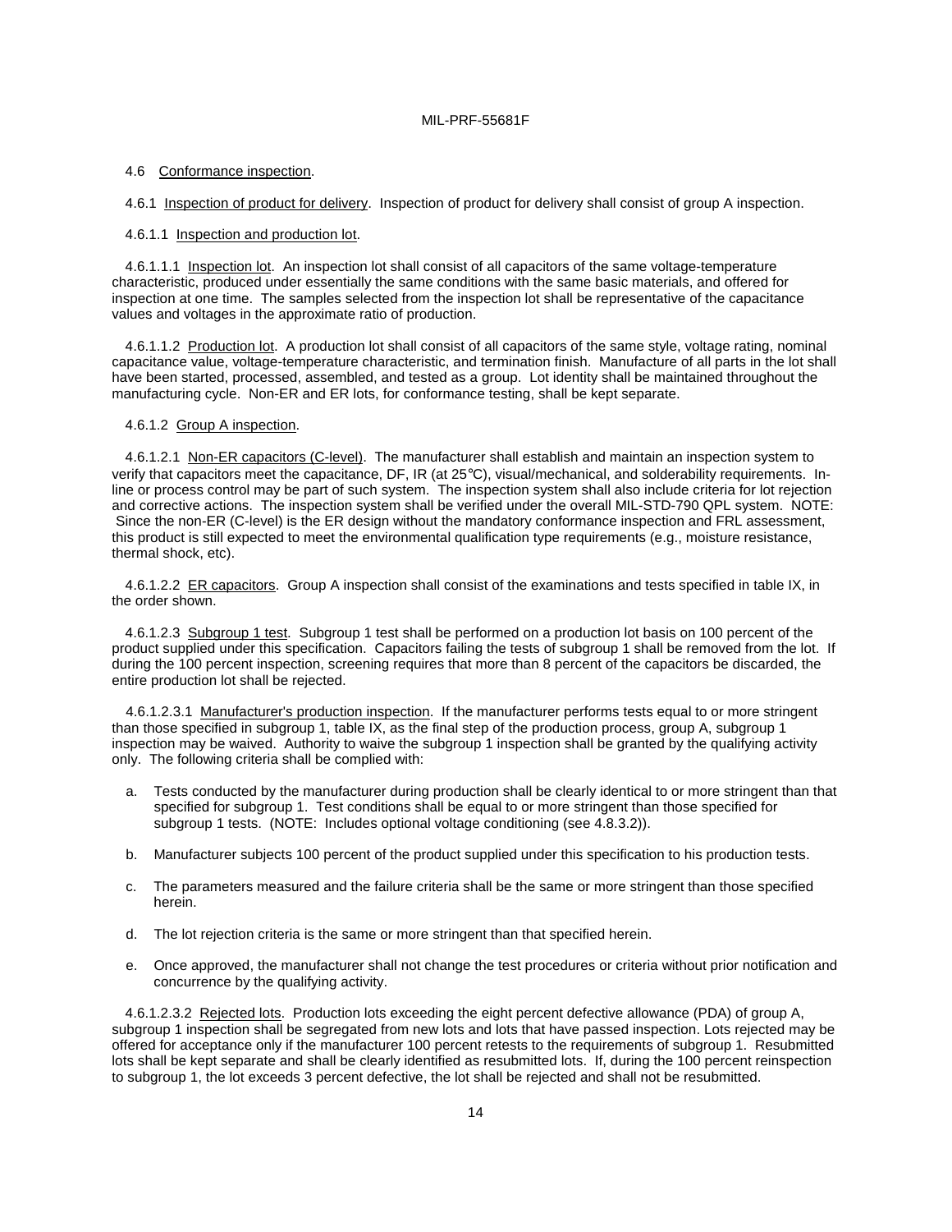4.6 Conformance inspection.

4.6.1 Inspection of product for delivery. Inspection of product for delivery shall consist of group A inspection.

4.6.1.1 Inspection and production lot.

4.6.1.1.1 Inspection lot. An inspection lot shall consist of all capacitors of the same voltage-temperature characteristic, produced under essentially the same conditions with the same basic materials, and offered for inspection at one time. The samples selected from the inspection lot shall be representative of the capacitance values and voltages in the approximate ratio of production.

4.6.1.1.2 Production lot. A production lot shall consist of all capacitors of the same style, voltage rating, nominal capacitance value, voltage-temperature characteristic, and termination finish. Manufacture of all parts in the lot shall have been started, processed, assembled, and tested as a group. Lot identity shall be maintained throughout the manufacturing cycle. Non-ER and ER lots, for conformance testing, shall be kept separate.

4.6.1.2 Group A inspection.

4.6.1.2.1 Non-ER capacitors (C-level). The manufacturer shall establish and maintain an inspection system to verify that capacitors meet the capacitance, DF, IR (at 25°C), visual/mechanical, and solderability requirements. In-line or process control may be part of such system. The inspection system shall also include criteria for lot rejection and corrective actions. The inspection system shall be verified under the overall MIL-STD-790 QPL system. NOTE: Since the non-ER (C-level) is the ER design without the mandatory conformance inspection and FRL assessment, this product is still expected to meet the environmental qualification type requirements (e.g., moisture resistance, thermal shock, etc).

4.6.1.2.2 ER capacitors. Group A inspection shall consist of the examinations and tests specified in table IX, in the order shown.

4.6.1.2.3 Subgroup 1 test. Subgroup 1 test shall be performed on a production lot basis on 100 percent of the product supplied under this specification. Capacitors failing the tests of subgroup 1 shall be removed from the lot. If during the 100 percent inspection, screening requires that more than 8 percent of the capacitors be discarded, the entire production lot shall be rejected.

4.6.1.2.3.1 Manufacturer's production inspection. If the manufacturer performs tests equal to or more stringent than those specified in subgroup 1, table IX, as the final step of the production process, group A, subgroup 1 inspection may be waived. Authority to waive the subgroup 1 inspection shall be granted by the qualifying activity only. The following criteria shall be complied with:

a. Tests conducted by the manufacturer during production shall be clearly identical to or more stringent than that specified for subgroup 1. Test conditions shall be equal to or more stringent than those specified for subgroup 1 tests. (NOTE: Includes optional voltage conditioning (see 4.8.3.2)).

b. Manufacturer subjects 100 percent of the product supplied under this specification to his production tests.

c. The parameters measured and the failure criteria shall be the same or more stringent than those specified herein.

d. The lot rejection criteria is the same or more stringent than that specified herein.

e. Once approved, the manufacturer shall not change the test procedures or criteria without prior notification and concurrence by the qualifying activity.

4.6.1.2.3.2 Rejected lots. Production lots exceeding the eight percent defective allowance (PDA) of group A, subgroup 1 inspection shall be segregated from new lots and lots that have passed inspection. Lots rejected may be offered for acceptance only if the manufacturer 100 percent retests to the requirements of subgroup 1. Resubmitted lots shall be kept separate and shall be clearly identified as resubmitted lots. If, during the 100 percent reinspection to subgroup 1, the lot exceeds 3 percent defective, the lot shall be rejected and shall not be resubmitted.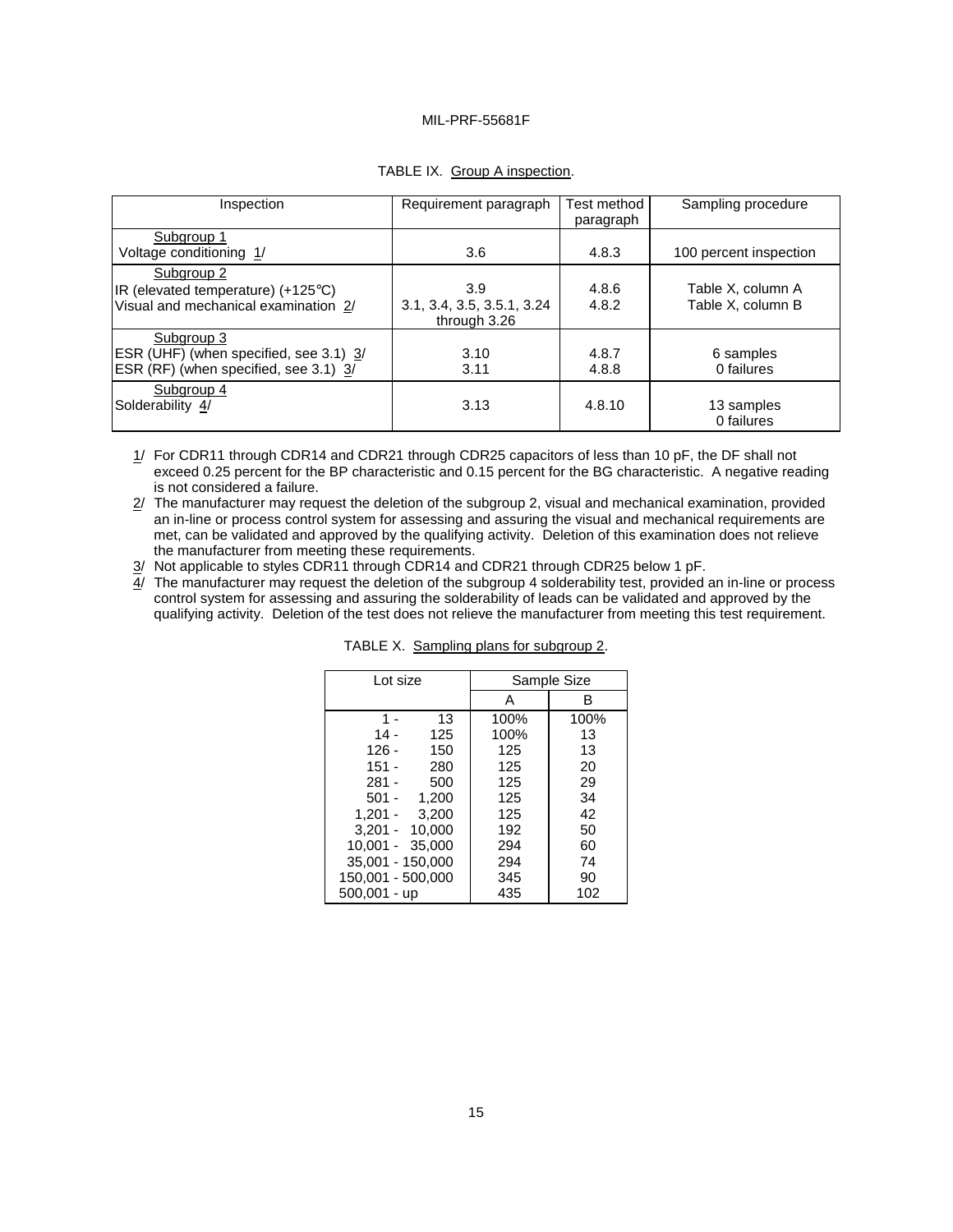TABLE IX. Group A inspection.

| Inspection | Requirement paragraph | Test method paragraph | Sampling procedure |
|---|---|---|---|
| Subgroup 1 | | | |
| Voltage conditioning 1/ | 3.6 | 4.8.3 | 100 percent inspection |
| Subgroup 2 | | | |
| IR (elevated temperature) (+125°C) | 3.9 | 4.8.6 | Table X, column A |
| Visual and mechanical examination 2/ | 3.1, 3.4, 3.5, 3.5.1, 3.24 through 3.26 | 4.8.2 | Table X, column B |
| Subgroup 3 | | | |
| ESR (UHF) (when specified, see 3.1) 3/ | 3.10 | 4.8.7 | 6 samples |
| ESR (RF) (when specified, see 3.1) 3/ | 3.11 | 4.8.8 | 0 failures |
| Subgroup 4 | | | |
| Solderability 4/ | 3.13 | 4.8.10 | 13 samples 0 failures |

1/ For CDR11 through CDR14 and CDR21 through CDR25 capacitors of less than 10 pF, the DF shall not exceed 0.25 percent for the BP characteristic and 0.15 percent for the BG characteristic. A negative reading is not considered a failure.

2/ The manufacturer may request the deletion of the subgroup 2, visual and mechanical examination, provided an in-line or process control system for assessing and assuring the visual and mechanical requirements are met, can be validated and approved by the qualifying activity. Deletion of this examination does not relieve the manufacturer from meeting these requirements.

3/ Not applicable to styles CDR11 through CDR14 and CDR21 through CDR25 below 1 pF.

4/ The manufacturer may request the deletion of the subgroup 4 solderability test, provided an in-line or process control system for assessing and assuring the solderability of leads can be validated and approved by the qualifying activity. Deletion of the test does not relieve the manufacturer from meeting this test requirement.

TABLE X. Sampling plans for subgroup 2.

| Lot size | Sample Size | |
|---|---|---|
| | A | B |
| 1 - 13 | 100% | 100% |
| 14 - 125 | 100% | 13 |
| 126 - 150 | 125 | 13 |
| 151 - 280 | 125 | 20 |
| 281 - 500 | 125 | 29 |
| 501 - 1,200 | 125 | 34 |
| 1,201 - 3,200 | 125 | 42 |
| 3,201 - 10,000 | 192 | 50 |
| 10,001 - 35,000 | 294 | 60 |
| 35,001 - 150,000 | 294 | 74 |
| 150,001 - 500,000 | 345 | 90 |
| 500,001 - up | 435 | 102 |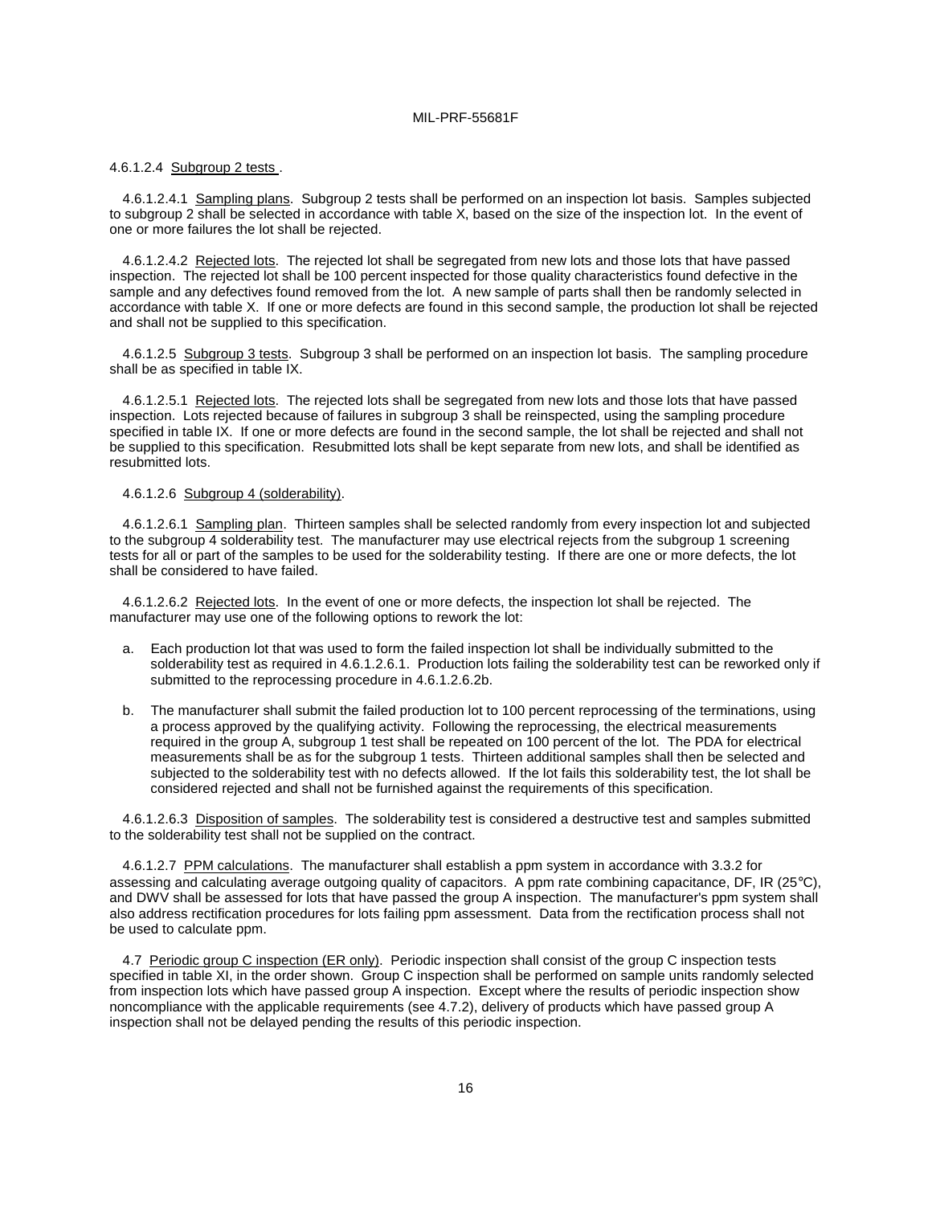4.6.1.2.4 Subgroup 2 tests .

4.6.1.2.4.1 Sampling plans. Subgroup 2 tests shall be performed on an inspection lot basis. Samples subjected to subgroup 2 shall be selected in accordance with table X, based on the size of the inspection lot. In the event of one or more failures the lot shall be rejected.

4.6.1.2.4.2 Rejected lots. The rejected lot shall be segregated from new lots and those lots that have passed inspection. The rejected lot shall be 100 percent inspected for those quality characteristics found defective in the sample and any defectives found removed from the lot. A new sample of parts shall then be randomly selected in accordance with table X. If one or more defects are found in this second sample, the production lot shall be rejected and shall not be supplied to this specification.

4.6.1.2.5 Subgroup 3 tests. Subgroup 3 shall be performed on an inspection lot basis. The sampling procedure shall be as specified in table IX.

4.6.1.2.5.1 Rejected lots. The rejected lots shall be segregated from new lots and those lots that have passed inspection. Lots rejected because of failures in subgroup 3 shall be reinspected, using the sampling procedure specified in table IX. If one or more defects are found in the second sample, the lot shall be rejected and shall not be supplied to this specification. Resubmitted lots shall be kept separate from new lots, and shall be identified as resubmitted lots.

4.6.1.2.6 Subgroup 4 (solderability).

4.6.1.2.6.1 Sampling plan. Thirteen samples shall be selected randomly from every inspection lot and subjected to the subgroup 4 solderability test. The manufacturer may use electrical rejects from the subgroup 1 screening tests for all or part of the samples to be used for the solderability testing. If there are one or more defects, the lot shall be considered to have failed.

4.6.1.2.6.2 Rejected lots. In the event of one or more defects, the inspection lot shall be rejected. The manufacturer may use one of the following options to rework the lot:

a. Each production lot that was used to form the failed inspection lot shall be individually submitted to the solderability test as required in 4.6.1.2.6.1. Production lots failing the solderability test can be reworked only if submitted to the reprocessing procedure in 4.6.1.2.6.2b.

b. The manufacturer shall submit the failed production lot to 100 percent reprocessing of the terminations, using a process approved by the qualifying activity. Following the reprocessing, the electrical measurements required in the group A, subgroup 1 test shall be repeated on 100 percent of the lot. The PDA for electrical measurements shall be as for the subgroup 1 tests. Thirteen additional samples shall then be selected and subjected to the solderability test with no defects allowed. If the lot fails this solderability test, the lot shall be considered rejected and shall not be furnished against the requirements of this specification.

4.6.1.2.6.3 Disposition of samples. The solderability test is considered a destructive test and samples submitted to the solderability test shall not be supplied on the contract.

4.6.1.2.7 PPM calculations. The manufacturer shall establish a ppm system in accordance with 3.3.2 for assessing and calculating average outgoing quality of capacitors. A ppm rate combining capacitance, DF, IR (25°C), and DWV shall be assessed for lots that have passed the group A inspection. The manufacturer's ppm system shall also address rectification procedures for lots failing ppm assessment. Data from the rectification process shall not be used to calculate ppm.

4.7 Periodic group C inspection (ER only). Periodic inspection shall consist of the group C inspection tests specified in table XI, in the order shown. Group C inspection shall be performed on sample units randomly selected from inspection lots which have passed group A inspection. Except where the results of periodic inspection show noncompliance with the applicable requirements (see 4.7.2), delivery of products which have passed group A inspection shall not be delayed pending the results of this periodic inspection.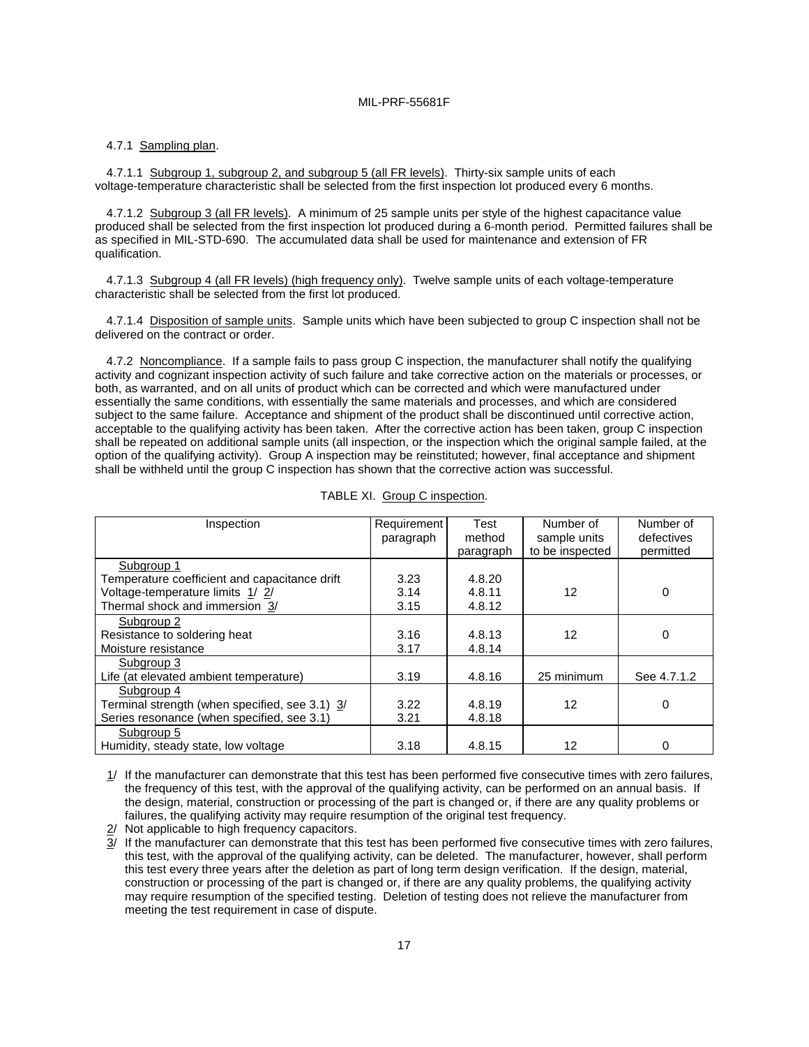4.7.1 Sampling plan.

4.7.1.1 Subgroup 1, subgroup 2, and subgroup 5 (all FR levels). Thirty-six sample units of each voltage-temperature characteristic shall be selected from the first inspection lot produced every 6 months.

4.7.1.2 Subgroup 3 (all FR levels). A minimum of 25 sample units per style of the highest capacitance value produced shall be selected from the first inspection lot produced during a 6-month period. Permitted failures shall be as specified in MIL-STD-690. The accumulated data shall be used for maintenance and extension of FR qualification.

4.7.1.3 Subgroup 4 (all FR levels) (high frequency only). Twelve sample units of each voltage-temperature characteristic shall be selected from the first lot produced.

4.7.1.4 Disposition of sample units. Sample units which have been subjected to group C inspection shall not be delivered on the contract or order.

4.7.2 Noncompliance. If a sample fails to pass group C inspection, the manufacturer shall notify the qualifying activity and cognizant inspection activity of such failure and take corrective action on the materials or processes, or both, as warranted, and on all units of product which can be corrected and which were manufactured under essentially the same conditions, with essentially the same materials and processes, and which are considered subject to the same failure. Acceptance and shipment of the product shall be discontinued until corrective action, acceptable to the qualifying activity has been taken. After the corrective action has been taken, group C inspection shall be repeated on additional sample units (all inspection, or the inspection which the original sample failed, at the option of the qualifying activity). Group A inspection may be reinstituted; however, final acceptance and shipment shall be withheld until the group C inspection has shown that the corrective action was successful.

TABLE XI. Group C inspection.

| Inspection | Requirement paragraph | Test method paragraph | Number of sample units to be inspected | Number of defectives permitted |
|---|---|---|---|---|
| Subgroup 1 | | | | |
| Temperature coefficient and capacitance drift | 3.23 | 4.8.20 | | |
| Voltage-temperature limits 1/ 2/ | 3.14 | 4.8.11 | 12 | 0 |
| Thermal shock and immersion 3/ | 3.15 | 4.8.12 | | |
| Subgroup 2 | | | | |
| Resistance to soldering heat | 3.16 | 4.8.13 | 12 | 0 |
| Moisture resistance | 3.17 | 4.8.14 | | |
| Subgroup 3 | | | | |
| Life (at elevated ambient temperature) | 3.19 | 4.8.16 | 25 minimum | See 4.7.1.2 |
| Subgroup 4 | | | | |
| Terminal strength (when specified, see 3.1) 3/ | 3.22 | 4.8.19 | 12 | 0 |
| Series resonance (when specified, see 3.1) | 3.21 | 4.8.18 | | |
| Subgroup 5 | | | | |
| Humidity, steady state, low voltage | 3.18 | 4.8.15 | 12 | 0 |

1/ If the manufacturer can demonstrate that this test has been performed five consecutive times with zero failures, the frequency of this test, with the approval of the qualifying activity, can be performed on an annual basis. If the design, material, construction or processing of the part is changed or, if there are any quality problems or failures, the qualifying activity may require resumption of the original test frequency.

2/ Not applicable to high frequency capacitors.

3/ If the manufacturer can demonstrate that this test has been performed five consecutive times with zero failures, this test, with the approval of the qualifying activity, can be deleted. The manufacturer, however, shall perform this test every three years after the deletion as part of long term design verification. If the design, material, construction or processing of the part is changed or, if there are any quality problems, the qualifying activity may require resumption of the specified testing. Deletion of testing does not relieve the manufacturer from meeting the test requirement in case of dispute.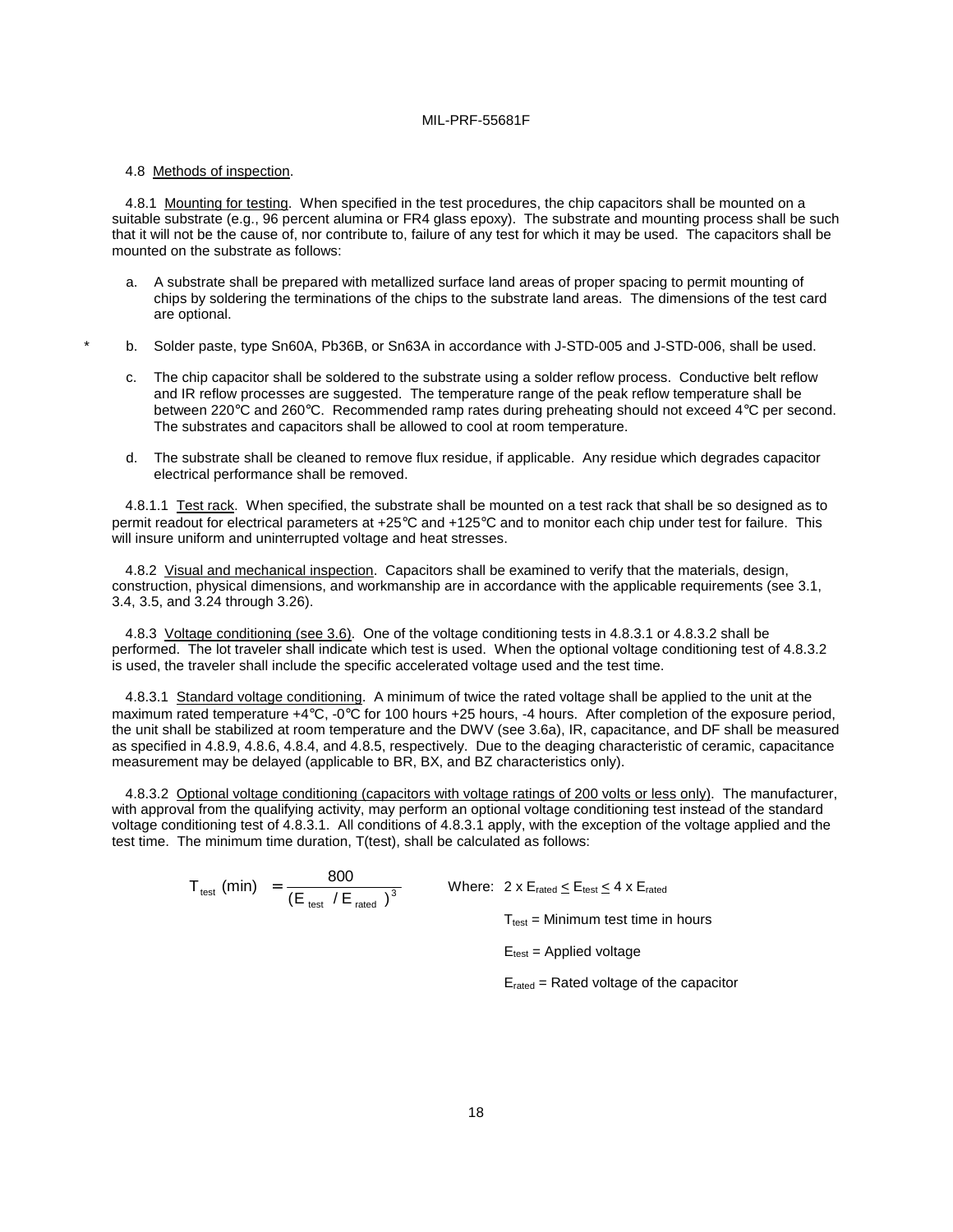4.8 Methods of inspection.

4.8.1 Mounting for testing. When specified in the test procedures, the chip capacitors shall be mounted on a suitable substrate (e.g., 96 percent alumina or FR4 glass epoxy). The substrate and mounting process shall be such that it will not be the cause of, nor contribute to, failure of any test for which it may be used. The capacitors shall be mounted on the substrate as follows:

a. A substrate shall be prepared with metallized surface land areas of proper spacing to permit mounting of chips by soldering the terminations of the chips to the substrate land areas. The dimensions of the test card are optional.

\* b. Solder paste, type Sn60A, Pb36B, or Sn63A in accordance with J-STD-005 and J-STD-006, shall be used.

c. The chip capacitor shall be soldered to the substrate using a solder reflow process. Conductive belt reflow and IR reflow processes are suggested. The temperature range of the peak reflow temperature shall be between 220°C and 260°C. Recommended ramp rates during preheating should not exceed 4°C per second. The substrates and capacitors shall be allowed to cool at room temperature.

d. The substrate shall be cleaned to remove flux residue, if applicable. Any residue which degrades capacitor electrical performance shall be removed.

4.8.1.1 Test rack. When specified, the substrate shall be mounted on a test rack that shall be so designed as to permit readout for electrical parameters at +25°C and +125°C and to monitor each chip under test for failure. This will insure uniform and uninterrupted voltage and heat stresses.

4.8.2 Visual and mechanical inspection. Capacitors shall be examined to verify that the materials, design, construction, physical dimensions, and workmanship are in accordance with the applicable requirements (see 3.1, 3.4, 3.5, and 3.24 through 3.26).

4.8.3 Voltage conditioning (see 3.6). One of the voltage conditioning tests in 4.8.3.1 or 4.8.3.2 shall be performed. The lot traveler shall indicate which test is used. When the optional voltage conditioning test of 4.8.3.2 is used, the traveler shall include the specific accelerated voltage used and the test time.

4.8.3.1 Standard voltage conditioning. A minimum of twice the rated voltage shall be applied to the unit at the maximum rated temperature +4°C, -0°C for 100 hours +25 hours, -4 hours. After completion of the exposure period, the unit shall be stabilized at room temperature and the DWV (see 3.6a), IR, capacitance, and DF shall be measured as specified in 4.8.9, 4.8.6, 4.8.4, and 4.8.5, respectively. Due to the deaging characteristic of ceramic, capacitance measurement may be delayed (applicable to BR, BX, and BZ characteristics only).

4.8.3.2 Optional voltage conditioning (capacitors with voltage ratings of 200 volts or less only). The manufacturer, with approval from the qualifying activity, may perform an optional voltage conditioning test instead of the standard voltage conditioning test of 4.8.3.1. All conditions of 4.8.3.1 apply, with the exception of the voltage applied and the test time. The minimum time duration, T(test), shall be calculated as follows:

$$T_{test}\ (\text{min}) = \frac{800}{(E_{test} / E_{rated})^3}$$

Where: $2 \times E_{rated} \leq E_{test} \leq 4 \times E_{rated}$

$T_{test}$ = Minimum test time in hours

$E_{test}$ = Applied voltage

$E_{rated}$ = Rated voltage of the capacitor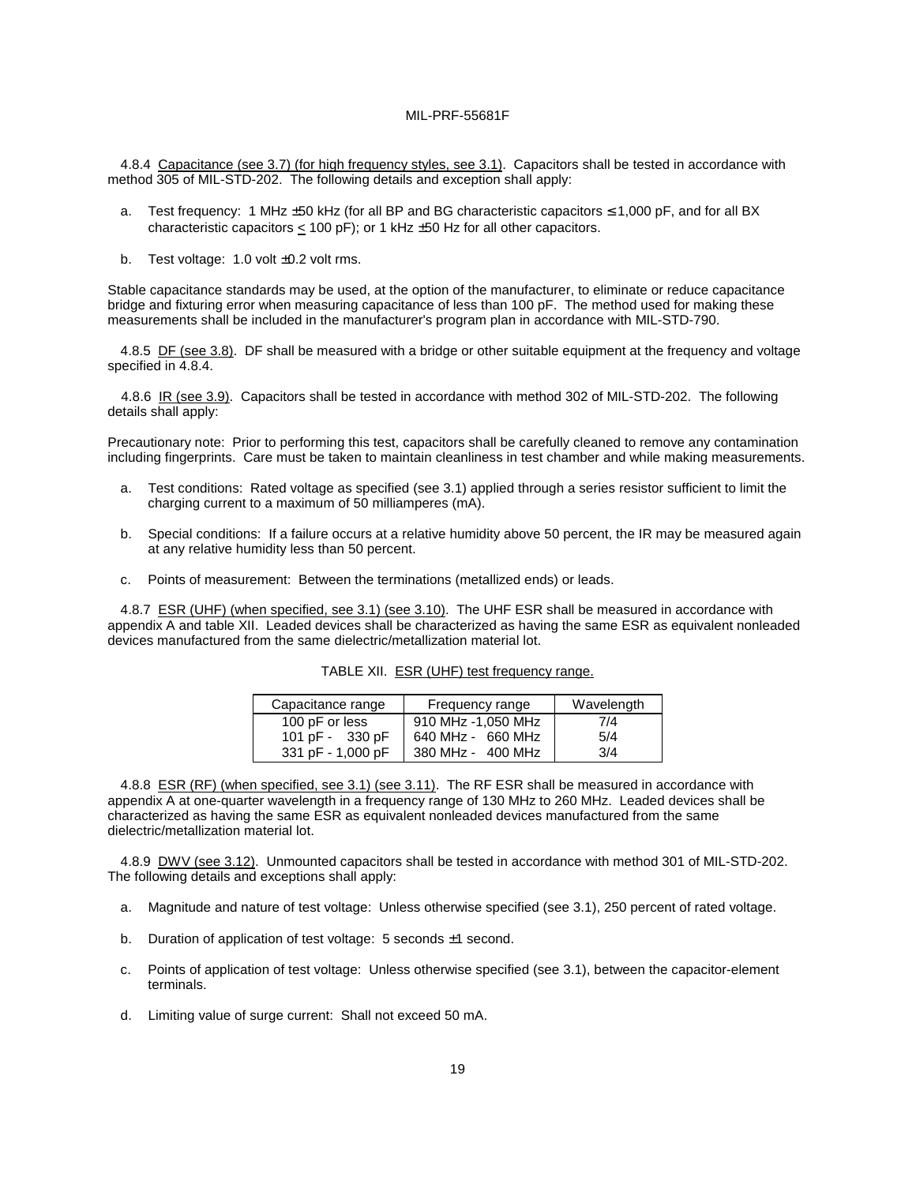4.8.4 Capacitance (see 3.7) (for high frequency styles, see 3.1). Capacitors shall be tested in accordance with method 305 of MIL-STD-202. The following details and exception shall apply:

a. Test frequency: 1 MHz ±50 kHz (for all BP and BG characteristic capacitors ≤ 1,000 pF, and for all BX characteristic capacitors ≤ 100 pF); or 1 kHz ±50 Hz for all other capacitors.

b. Test voltage: 1.0 volt ±0.2 volt rms.

Stable capacitance standards may be used, at the option of the manufacturer, to eliminate or reduce capacitance bridge and fixturing error when measuring capacitance of less than 100 pF. The method used for making these measurements shall be included in the manufacturer's program plan in accordance with MIL-STD-790.

4.8.5 DF (see 3.8). DF shall be measured with a bridge or other suitable equipment at the frequency and voltage specified in 4.8.4.

4.8.6 IR (see 3.9). Capacitors shall be tested in accordance with method 302 of MIL-STD-202. The following details shall apply:

Precautionary note: Prior to performing this test, capacitors shall be carefully cleaned to remove any contamination including fingerprints. Care must be taken to maintain cleanliness in test chamber and while making measurements.

a. Test conditions: Rated voltage as specified (see 3.1) applied through a series resistor sufficient to limit the charging current to a maximum of 50 milliamperes (mA).

b. Special conditions: If a failure occurs at a relative humidity above 50 percent, the IR may be measured again at any relative humidity less than 50 percent.

c. Points of measurement: Between the terminations (metallized ends) or leads.

4.8.7 ESR (UHF) (when specified, see 3.1) (see 3.10). The UHF ESR shall be measured in accordance with appendix A and table XII. Leaded devices shall be characterized as having the same ESR as equivalent nonleaded devices manufactured from the same dielectric/metallization material lot.

TABLE XII. ESR (UHF) test frequency range.

| Capacitance range | Frequency range | Wavelength |
|---|---|---|
| 100 pF or less | 910 MHz -1,050 MHz | 7/4 |
| 101 pF - 330 pF | 640 MHz - 660 MHz | 5/4 |
| 331 pF - 1,000 pF | 380 MHz - 400 MHz | 3/4 |

4.8.8 ESR (RF) (when specified, see 3.1) (see 3.11). The RF ESR shall be measured in accordance with appendix A at one-quarter wavelength in a frequency range of 130 MHz to 260 MHz. Leaded devices shall be characterized as having the same ESR as equivalent nonleaded devices manufactured from the same dielectric/metallization material lot.

4.8.9 DWV (see 3.12). Unmounted capacitors shall be tested in accordance with method 301 of MIL-STD-202. The following details and exceptions shall apply:

a. Magnitude and nature of test voltage: Unless otherwise specified (see 3.1), 250 percent of rated voltage.

b. Duration of application of test voltage: 5 seconds ±1 second.

c. Points of application of test voltage: Unless otherwise specified (see 3.1), between the capacitor-element terminals.

d. Limiting value of surge current: Shall not exceed 50 mA.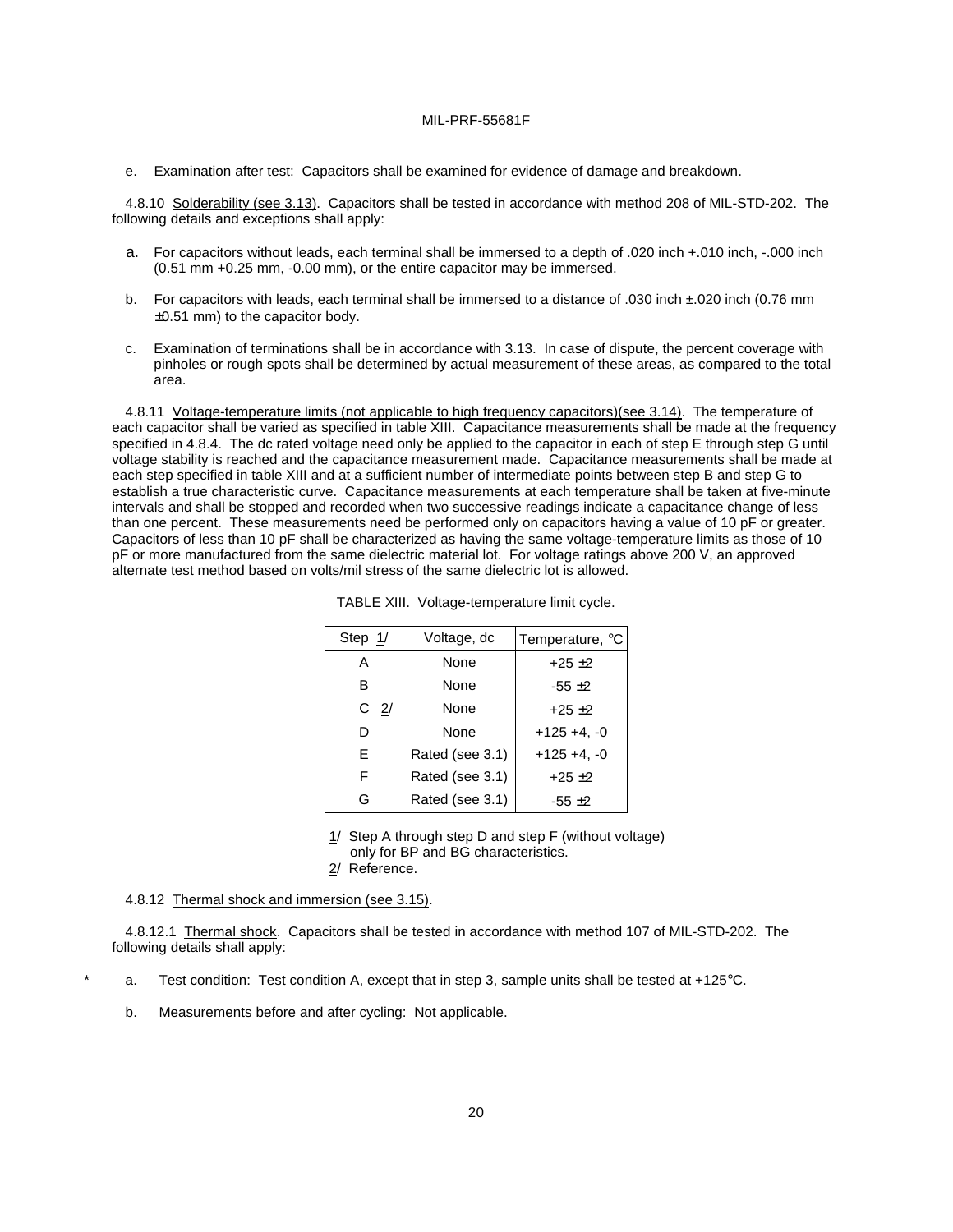e. Examination after test: Capacitors shall be examined for evidence of damage and breakdown.

4.8.10 Solderability (see 3.13). Capacitors shall be tested in accordance with method 208 of MIL-STD-202. The following details and exceptions shall apply:

a. For capacitors without leads, each terminal shall be immersed to a depth of .020 inch +.010 inch, -.000 inch (0.51 mm +0.25 mm, -0.00 mm), or the entire capacitor may be immersed.

b. For capacitors with leads, each terminal shall be immersed to a distance of .030 inch ±.020 inch (0.76 mm ±0.51 mm) to the capacitor body.

c. Examination of terminations shall be in accordance with 3.13. In case of dispute, the percent coverage with pinholes or rough spots shall be determined by actual measurement of these areas, as compared to the total area.

4.8.11 Voltage-temperature limits (not applicable to high frequency capacitors)(see 3.14). The temperature of each capacitor shall be varied as specified in table XIII. Capacitance measurements shall be made at the frequency specified in 4.8.4. The dc rated voltage need only be applied to the capacitor in each of step E through step G until voltage stability is reached and the capacitance measurement made. Capacitance measurements shall be made at each step specified in table XIII and at a sufficient number of intermediate points between step B and step G to establish a true characteristic curve. Capacitance measurements at each temperature shall be taken at five-minute intervals and shall be stopped and recorded when two successive readings indicate a capacitance change of less than one percent. These measurements need be performed only on capacitors having a value of 10 pF or greater. Capacitors of less than 10 pF shall be characterized as having the same voltage-temperature limits as those of 10 pF or more manufactured from the same dielectric material lot. For voltage ratings above 200 V, an approved alternate test method based on volts/mil stress of the same dielectric lot is allowed.

TABLE XIII. Voltage-temperature limit cycle.

| Step 1/ | Voltage, dc | Temperature, °C |
|---|---|---|
| A | None | +25 ±2 |
| B | None | -55 ±2 |
| C 2/ | None | +25 ±2 |
| D | None | +125 +4, -0 |
| E | Rated (see 3.1) | +125 +4, -0 |
| F | Rated (see 3.1) | +25 ±2 |
| G | Rated (see 3.1) | -55 ±2 |

1/ Step A through step D and step F (without voltage) only for BP and BG characteristics.
2/ Reference.

4.8.12 Thermal shock and immersion (see 3.15).

4.8.12.1 Thermal shock. Capacitors shall be tested in accordance with method 107 of MIL-STD-202. The following details shall apply:

\* a. Test condition: Test condition A, except that in step 3, sample units shall be tested at +125°C.

b. Measurements before and after cycling: Not applicable.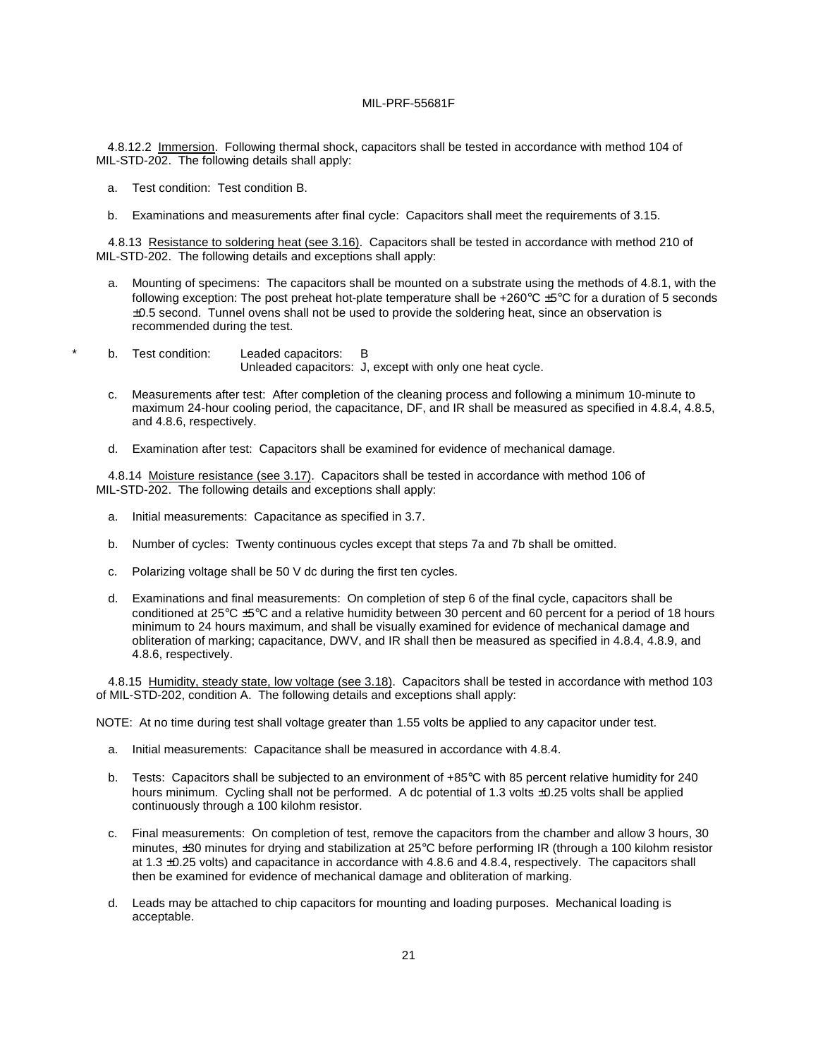4.8.12.2 Immersion. Following thermal shock, capacitors shall be tested in accordance with method 104 of MIL-STD-202. The following details shall apply:

a. Test condition: Test condition B.

b. Examinations and measurements after final cycle: Capacitors shall meet the requirements of 3.15.

4.8.13 Resistance to soldering heat (see 3.16). Capacitors shall be tested in accordance with method 210 of MIL-STD-202. The following details and exceptions shall apply:

a. Mounting of specimens: The capacitors shall be mounted on a substrate using the methods of 4.8.1, with the following exception: The post preheat hot-plate temperature shall be +260°C ±5°C for a duration of 5 seconds ±0.5 second. Tunnel ovens shall not be used to provide the soldering heat, since an observation is recommended during the test.

\* b. Test condition: Leaded capacitors: B
Unleaded capacitors: J, except with only one heat cycle.

c. Measurements after test: After completion of the cleaning process and following a minimum 10-minute to maximum 24-hour cooling period, the capacitance, DF, and IR shall be measured as specified in 4.8.4, 4.8.5, and 4.8.6, respectively.

d. Examination after test: Capacitors shall be examined for evidence of mechanical damage.

4.8.14 Moisture resistance (see 3.17). Capacitors shall be tested in accordance with method 106 of MIL-STD-202. The following details and exceptions shall apply:

a. Initial measurements: Capacitance as specified in 3.7.

b. Number of cycles: Twenty continuous cycles except that steps 7a and 7b shall be omitted.

c. Polarizing voltage shall be 50 V dc during the first ten cycles.

d. Examinations and final measurements: On completion of step 6 of the final cycle, capacitors shall be conditioned at 25°C ±5°C and a relative humidity between 30 percent and 60 percent for a period of 18 hours minimum to 24 hours maximum, and shall be visually examined for evidence of mechanical damage and obliteration of marking; capacitance, DWV, and IR shall then be measured as specified in 4.8.4, 4.8.9, and 4.8.6, respectively.

4.8.15 Humidity, steady state, low voltage (see 3.18). Capacitors shall be tested in accordance with method 103 of MIL-STD-202, condition A. The following details and exceptions shall apply:

NOTE: At no time during test shall voltage greater than 1.55 volts be applied to any capacitor under test.

a. Initial measurements: Capacitance shall be measured in accordance with 4.8.4.

b. Tests: Capacitors shall be subjected to an environment of +85°C with 85 percent relative humidity for 240 hours minimum. Cycling shall not be performed. A dc potential of 1.3 volts ±0.25 volts shall be applied continuously through a 100 kilohm resistor.

c. Final measurements: On completion of test, remove the capacitors from the chamber and allow 3 hours, 30 minutes, ±30 minutes for drying and stabilization at 25°C before performing IR (through a 100 kilohm resistor at 1.3 ±0.25 volts) and capacitance in accordance with 4.8.6 and 4.8.4, respectively. The capacitors shall then be examined for evidence of mechanical damage and obliteration of marking.

d. Leads may be attached to chip capacitors for mounting and loading purposes. Mechanical loading is acceptable.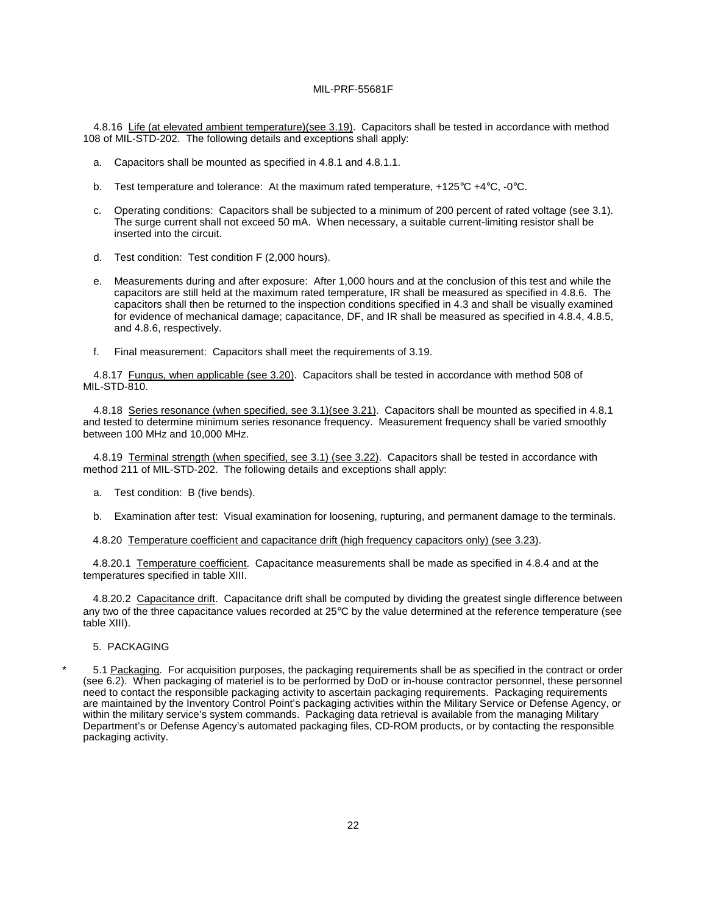4.8.16 Life (at elevated ambient temperature)(see 3.19). Capacitors shall be tested in accordance with method 108 of MIL-STD-202. The following details and exceptions shall apply:

a. Capacitors shall be mounted as specified in 4.8.1 and 4.8.1.1.

b. Test temperature and tolerance: At the maximum rated temperature, +125°C +4°C, -0°C.

c. Operating conditions: Capacitors shall be subjected to a minimum of 200 percent of rated voltage (see 3.1). The surge current shall not exceed 50 mA. When necessary, a suitable current-limiting resistor shall be inserted into the circuit.

d. Test condition: Test condition F (2,000 hours).

e. Measurements during and after exposure: After 1,000 hours and at the conclusion of this test and while the capacitors are still held at the maximum rated temperature, IR shall be measured as specified in 4.8.6. The capacitors shall then be returned to the inspection conditions specified in 4.3 and shall be visually examined for evidence of mechanical damage; capacitance, DF, and IR shall be measured as specified in 4.8.4, 4.8.5, and 4.8.6, respectively.

f. Final measurement: Capacitors shall meet the requirements of 3.19.

4.8.17 Fungus, when applicable (see 3.20). Capacitors shall be tested in accordance with method 508 of MIL-STD-810.

4.8.18 Series resonance (when specified, see 3.1)(see 3.21). Capacitors shall be mounted as specified in 4.8.1 and tested to determine minimum series resonance frequency. Measurement frequency shall be varied smoothly between 100 MHz and 10,000 MHz.

4.8.19 Terminal strength (when specified, see 3.1) (see 3.22). Capacitors shall be tested in accordance with method 211 of MIL-STD-202. The following details and exceptions shall apply:

a. Test condition: B (five bends).

b. Examination after test: Visual examination for loosening, rupturing, and permanent damage to the terminals.

4.8.20 Temperature coefficient and capacitance drift (high frequency capacitors only) (see 3.23).

4.8.20.1 Temperature coefficient. Capacitance measurements shall be made as specified in 4.8.4 and at the temperatures specified in table XIII.

4.8.20.2 Capacitance drift. Capacitance drift shall be computed by dividing the greatest single difference between any two of the three capacitance values recorded at 25°C by the value determined at the reference temperature (see table XIII).

## 5. PACKAGING

\* 5.1 Packaging. For acquisition purposes, the packaging requirements shall be as specified in the contract or order (see 6.2). When packaging of materiel is to be performed by DoD or in-house contractor personnel, these personnel need to contact the responsible packaging activity to ascertain packaging requirements. Packaging requirements are maintained by the Inventory Control Point's packaging activities within the Military Service or Defense Agency, or within the military service's system commands. Packaging data retrieval is available from the managing Military Department's or Defense Agency's automated packaging files, CD-ROM products, or by contacting the responsible packaging activity.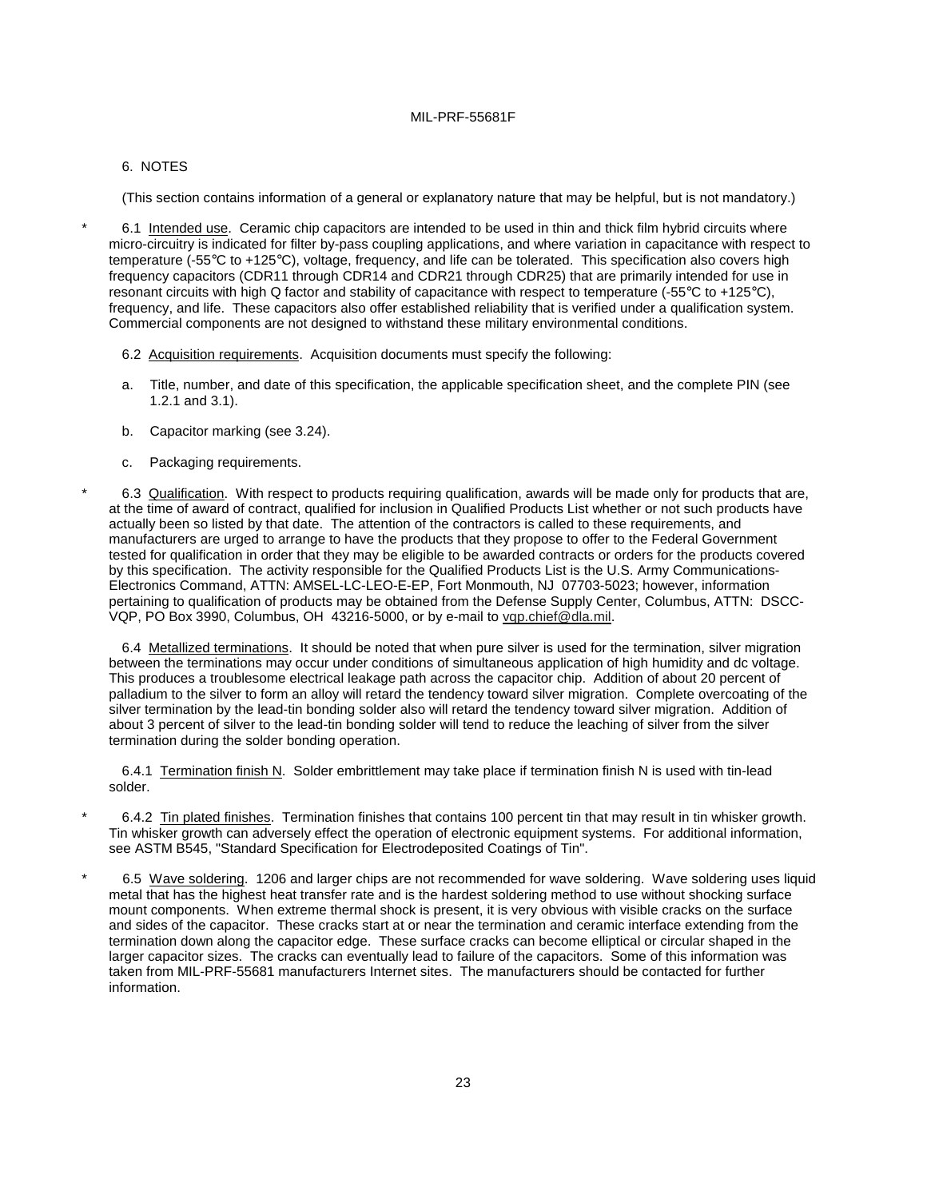## 6. NOTES

(This section contains information of a general or explanatory nature that may be helpful, but is not mandatory.)

\* 6.1 Intended use. Ceramic chip capacitors are intended to be used in thin and thick film hybrid circuits where micro-circuitry is indicated for filter by-pass coupling applications, and where variation in capacitance with respect to temperature (-55°C to +125°C), voltage, frequency, and life can be tolerated. This specification also covers high frequency capacitors (CDR11 through CDR14 and CDR21 through CDR25) that are primarily intended for use in resonant circuits with high Q factor and stability of capacitance with respect to temperature (-55°C to +125°C), frequency, and life. These capacitors also offer established reliability that is verified under a qualification system. Commercial components are not designed to withstand these military environmental conditions.

6.2 Acquisition requirements. Acquisition documents must specify the following:

a. Title, number, and date of this specification, the applicable specification sheet, and the complete PIN (see 1.2.1 and 3.1).

b. Capacitor marking (see 3.24).

c. Packaging requirements.

\* 6.3 Qualification. With respect to products requiring qualification, awards will be made only for products that are, at the time of award of contract, qualified for inclusion in Qualified Products List whether or not such products have actually been so listed by that date. The attention of the contractors is called to these requirements, and manufacturers are urged to arrange to have the products that they propose to offer to the Federal Government tested for qualification in order that they may be eligible to be awarded contracts or orders for the products covered by this specification. The activity responsible for the Qualified Products List is the U.S. Army Communications-Electronics Command, ATTN: AMSEL-LC-LEO-E-EP, Fort Monmouth, NJ 07703-5023; however, information pertaining to qualification of products may be obtained from the Defense Supply Center, Columbus, ATTN: DSCC-VQP, PO Box 3990, Columbus, OH 43216-5000, or by e-mail to vqp.chief@dla.mil.

6.4 Metallized terminations. It should be noted that when pure silver is used for the termination, silver migration between the terminations may occur under conditions of simultaneous application of high humidity and dc voltage. This produces a troublesome electrical leakage path across the capacitor chip. Addition of about 20 percent of palladium to the silver to form an alloy will retard the tendency toward silver migration. Complete overcoating of the silver termination by the lead-tin bonding solder also will retard the tendency toward silver migration. Addition of about 3 percent of silver to the lead-tin bonding solder will tend to reduce the leaching of silver from the silver termination during the solder bonding operation.

6.4.1 Termination finish N. Solder embrittlement may take place if termination finish N is used with tin-lead solder.

\* 6.4.2 Tin plated finishes. Termination finishes that contains 100 percent tin that may result in tin whisker growth. Tin whisker growth can adversely effect the operation of electronic equipment systems. For additional information, see ASTM B545, "Standard Specification for Electrodeposited Coatings of Tin".

\* 6.5 Wave soldering. 1206 and larger chips are not recommended for wave soldering. Wave soldering uses liquid metal that has the highest heat transfer rate and is the hardest soldering method to use without shocking surface mount components. When extreme thermal shock is present, it is very obvious with visible cracks on the surface and sides of the capacitor. These cracks start at or near the termination and ceramic interface extending from the termination down along the capacitor edge. These surface cracks can become elliptical or circular shaped in the larger capacitor sizes. The cracks can eventually lead to failure of the capacitors. Some of this information was taken from MIL-PRF-55681 manufacturers Internet sites. The manufacturers should be contacted for further information.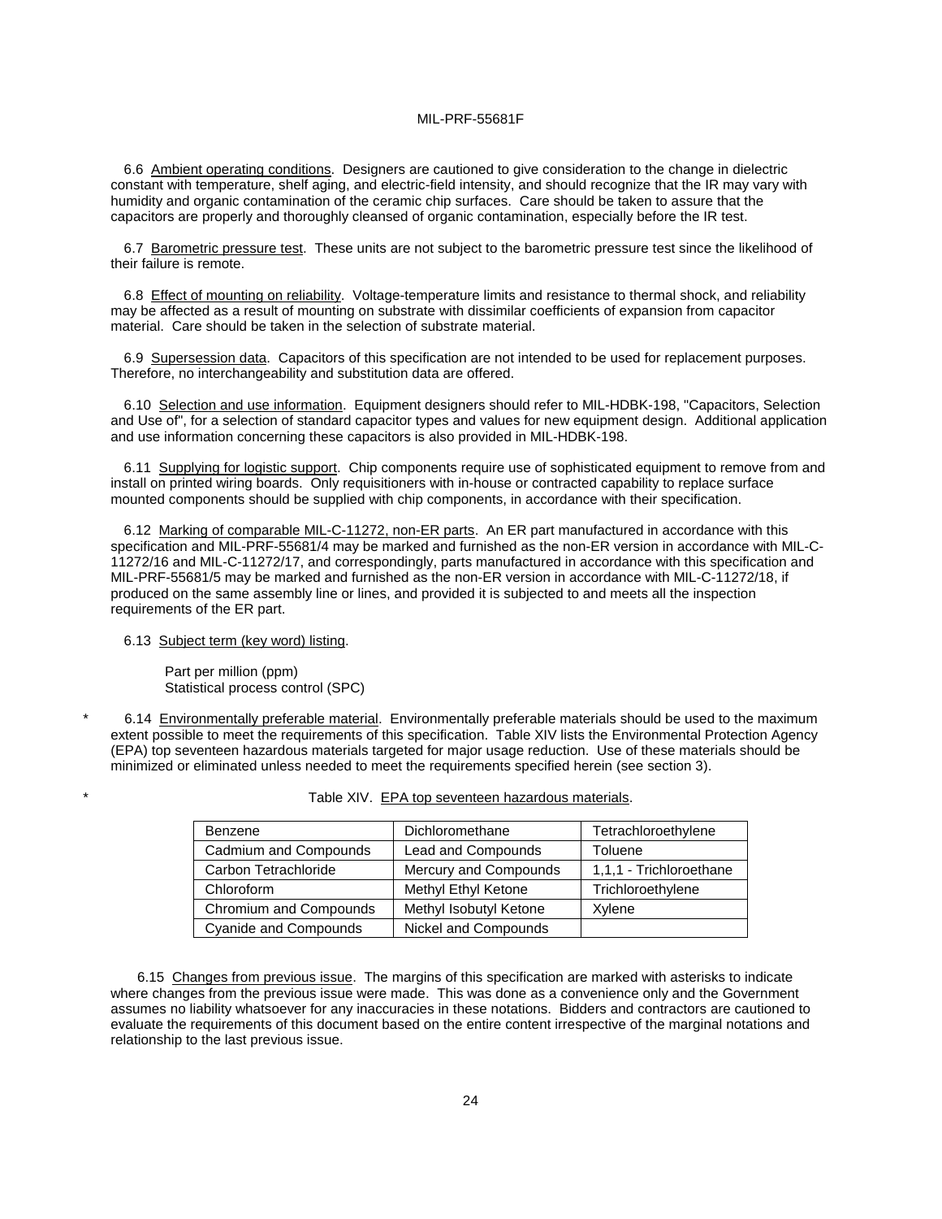6.6 Ambient operating conditions. Designers are cautioned to give consideration to the change in dielectric constant with temperature, shelf aging, and electric-field intensity, and should recognize that the IR may vary with humidity and organic contamination of the ceramic chip surfaces. Care should be taken to assure that the capacitors are properly and thoroughly cleansed of organic contamination, especially before the IR test.

6.7 Barometric pressure test. These units are not subject to the barometric pressure test since the likelihood of their failure is remote.

6.8 Effect of mounting on reliability. Voltage-temperature limits and resistance to thermal shock, and reliability may be affected as a result of mounting on substrate with dissimilar coefficients of expansion from capacitor material. Care should be taken in the selection of substrate material.

6.9 Supersession data. Capacitors of this specification are not intended to be used for replacement purposes. Therefore, no interchangeability and substitution data are offered.

6.10 Selection and use information. Equipment designers should refer to MIL-HDBK-198, "Capacitors, Selection and Use of", for a selection of standard capacitor types and values for new equipment design. Additional application and use information concerning these capacitors is also provided in MIL-HDBK-198.

6.11 Supplying for logistic support. Chip components require use of sophisticated equipment to remove from and install on printed wiring boards. Only requisitioners with in-house or contracted capability to replace surface mounted components should be supplied with chip components, in accordance with their specification.

6.12 Marking of comparable MIL-C-11272, non-ER parts. An ER part manufactured in accordance with this specification and MIL-PRF-55681/4 may be marked and furnished as the non-ER version in accordance with MIL-C-11272/16 and MIL-C-11272/17, and correspondingly, parts manufactured in accordance with this specification and MIL-PRF-55681/5 may be marked and furnished as the non-ER version in accordance with MIL-C-11272/18, if produced on the same assembly line or lines, and provided it is subjected to and meets all the inspection requirements of the ER part.

6.13 Subject term (key word) listing.

Part per million (ppm)
Statistical process control (SPC)

\* 6.14 Environmentally preferable material. Environmentally preferable materials should be used to the maximum extent possible to meet the requirements of this specification. Table XIV lists the Environmental Protection Agency (EPA) top seventeen hazardous materials targeted for major usage reduction. Use of these materials should be minimized or eliminated unless needed to meet the requirements specified herein (see section 3).

\* Table XIV. EPA top seventeen hazardous materials.

| | | |
|---|---|---|
| Benzene | Dichloromethane | Tetrachloroethylene |
| Cadmium and Compounds | Lead and Compounds | Toluene |
| Carbon Tetrachloride | Mercury and Compounds | 1,1,1 - Trichloroethane |
| Chloroform | Methyl Ethyl Ketone | Trichloroethylene |
| Chromium and Compounds | Methyl Isobutyl Ketone | Xylene |
| Cyanide and Compounds | Nickel and Compounds | |

6.15 Changes from previous issue. The margins of this specification are marked with asterisks to indicate where changes from the previous issue were made. This was done as a convenience only and the Government assumes no liability whatsoever for any inaccuracies in these notations. Bidders and contractors are cautioned to evaluate the requirements of this document based on the entire content irrespective of the marginal notations and relationship to the last previous issue.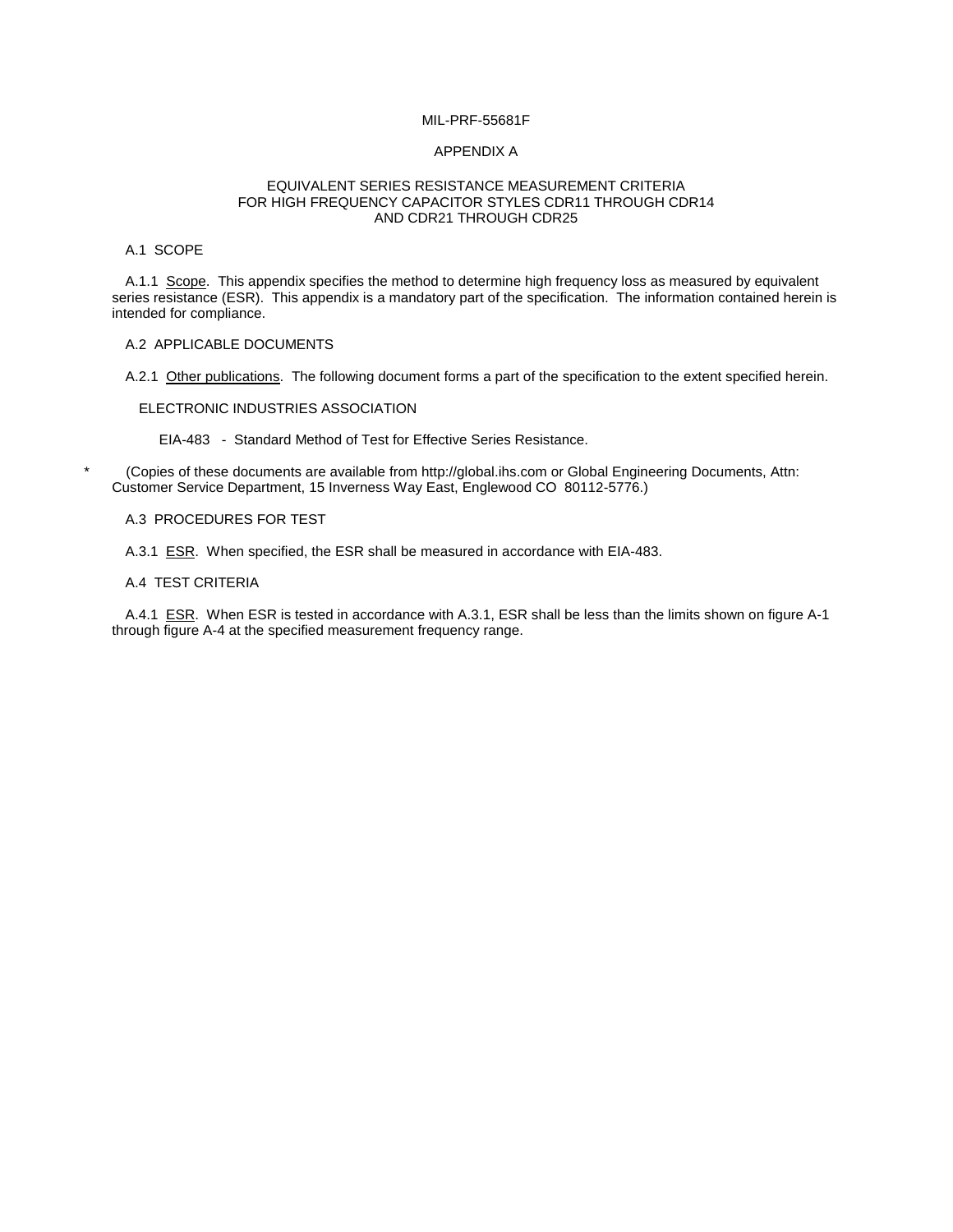MIL-PRF-55681F

APPENDIX A

# EQUIVALENT SERIES RESISTANCE MEASUREMENT CRITERIA FOR HIGH FREQUENCY CAPACITOR STYLES CDR11 THROUGH CDR14 AND CDR21 THROUGH CDR25

## A.1 SCOPE

A.1.1 Scope. This appendix specifies the method to determine high frequency loss as measured by equivalent series resistance (ESR). This appendix is a mandatory part of the specification. The information contained herein is intended for compliance.

## A.2 APPLICABLE DOCUMENTS

A.2.1 Other publications. The following document forms a part of the specification to the extent specified herein.

ELECTRONIC INDUSTRIES ASSOCIATION

EIA-483 - Standard Method of Test for Effective Series Resistance.

\* (Copies of these documents are available from http://global.ihs.com or Global Engineering Documents, Attn: Customer Service Department, 15 Inverness Way East, Englewood CO 80112-5776.)

## A.3 PROCEDURES FOR TEST

A.3.1 ESR. When specified, the ESR shall be measured in accordance with EIA-483.

## A.4 TEST CRITERIA

A.4.1 ESR. When ESR is tested in accordance with A.3.1, ESR shall be less than the limits shown on figure A-1 through figure A-4 at the specified measurement frequency range.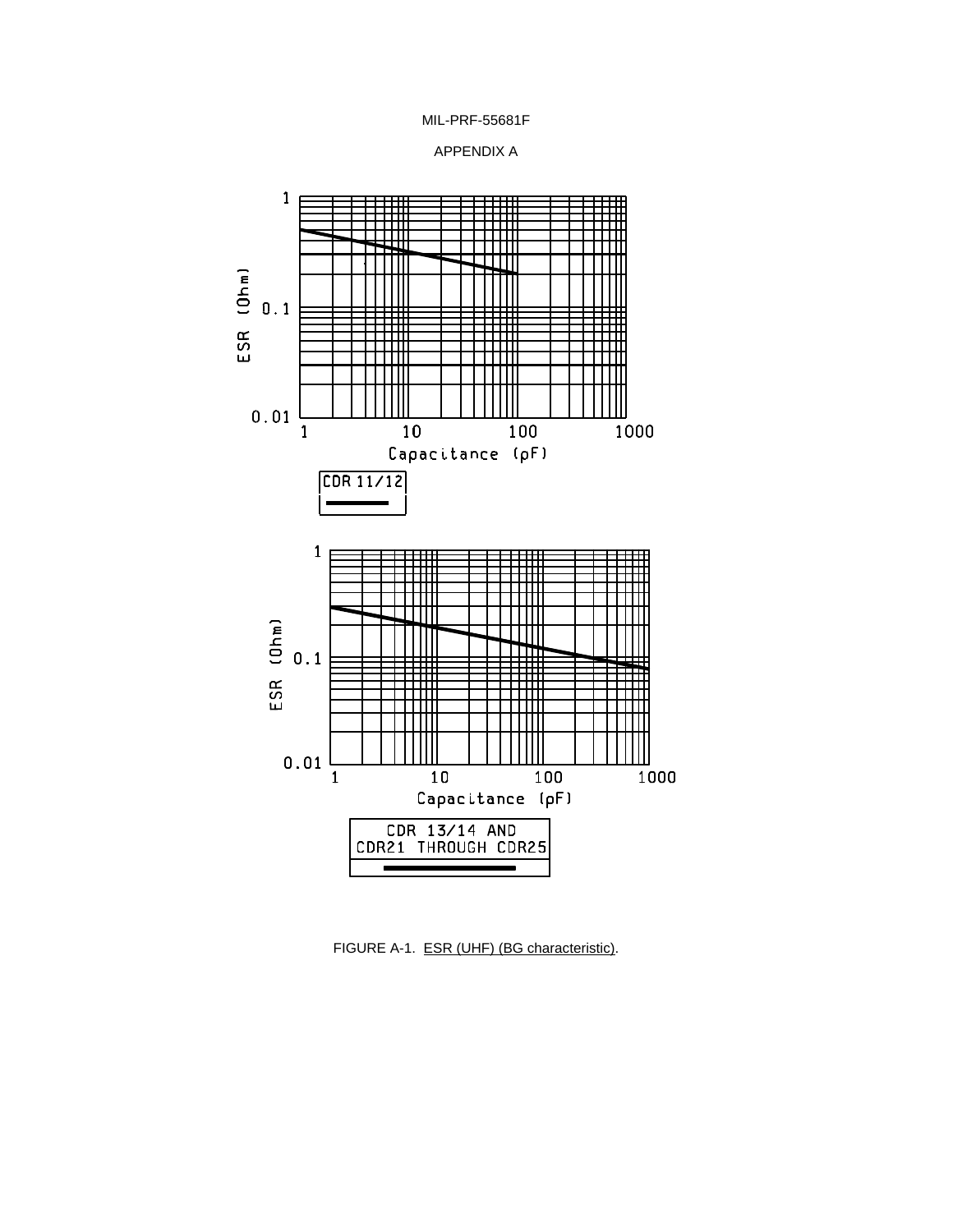APPENDIX A

ESR (Ohm)

1

0.1

0.01

1 10 100 1000

Capacitance (pF)

CDR 11/12

ESR (Ohm)

1

0.1

0.01

1 10 100 1000

Capacitance (pF)

CDR 13/14 AND CDR21 THROUGH CDR25

FIGURE A-1. ESR (UHF) (BG characteristic).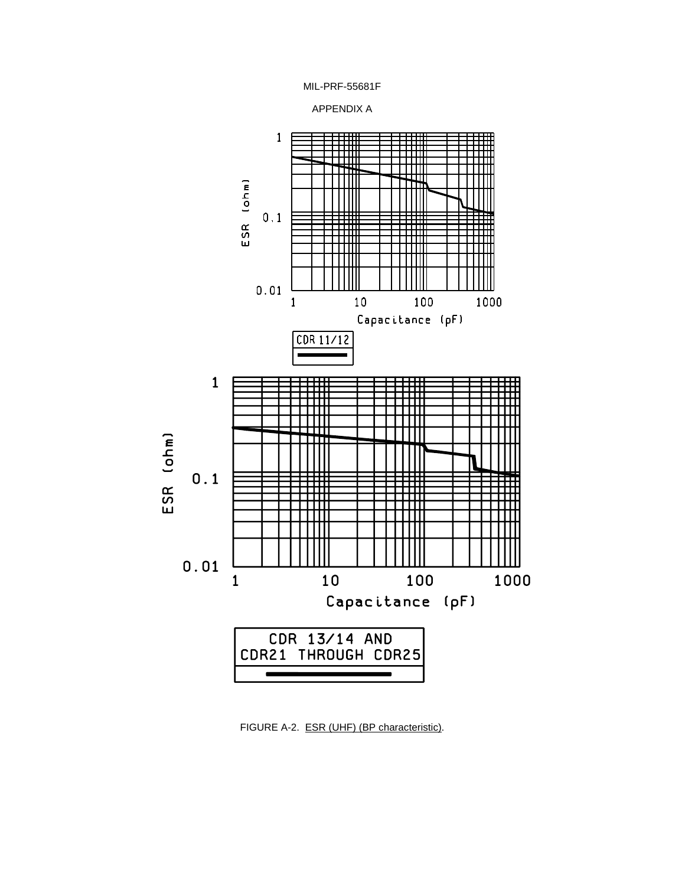APPENDIX A

ESR (ohm)

1

0.1

0.01

1 10 100 1000

Capacitance (pF)

CDR 11/12

ESR (ohm)

1

0.1

0.01

1 10 100 1000

Capacitance (pF)

CDR 13/14 AND
CDR21 THROUGH CDR25

FIGURE A-2. ESR (UHF) (BP characteristic).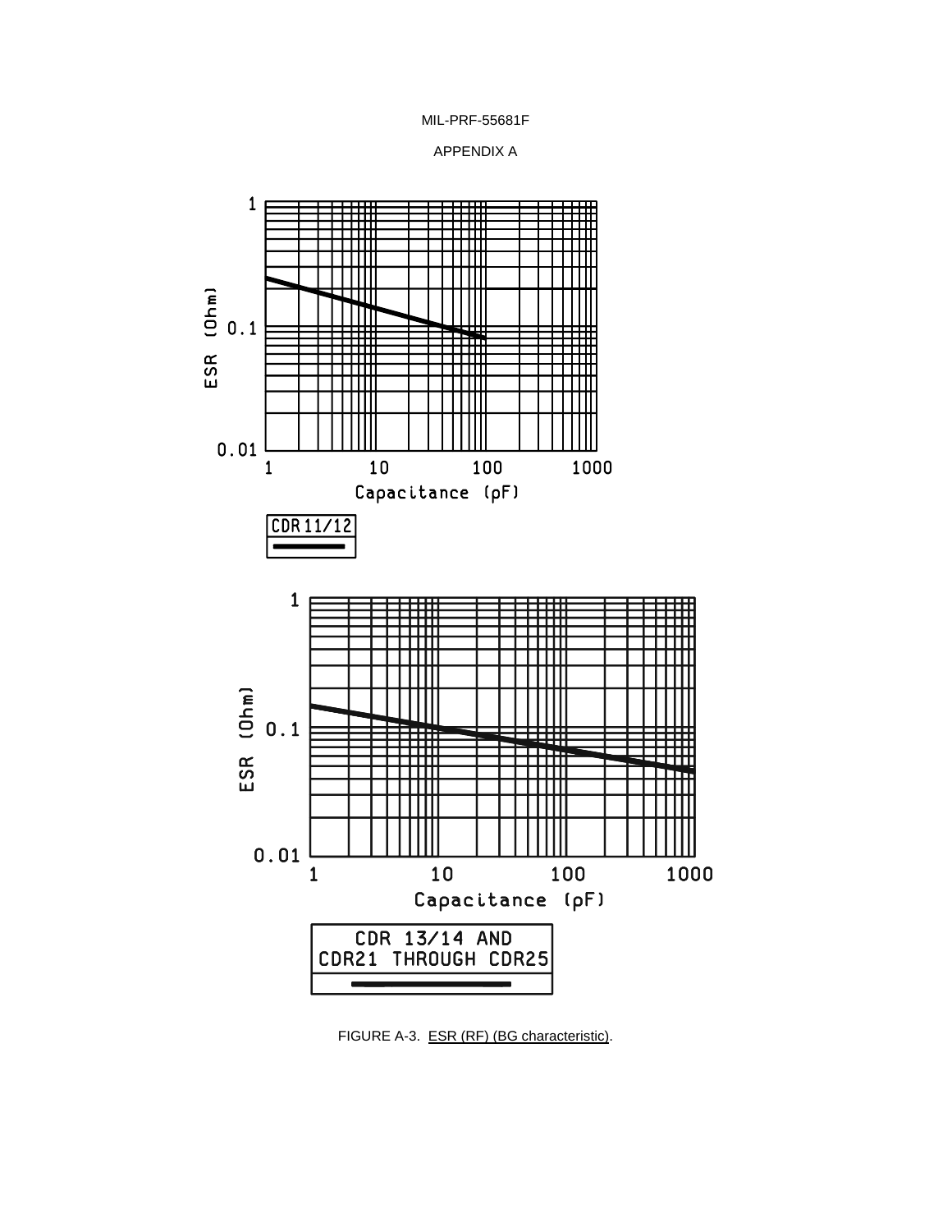APPENDIX A

ESR (Ohm)

1

0.1

0.01

1 10 100 1000

Capacitance (pF)

CDR 11/12

ESR (Ohm)

1

0.1

0.01

1 10 100 1000

Capacitance (pF)

CDR 13/14 AND CDR21 THROUGH CDR25

FIGURE A-3. ESR (RF) (BG characteristic).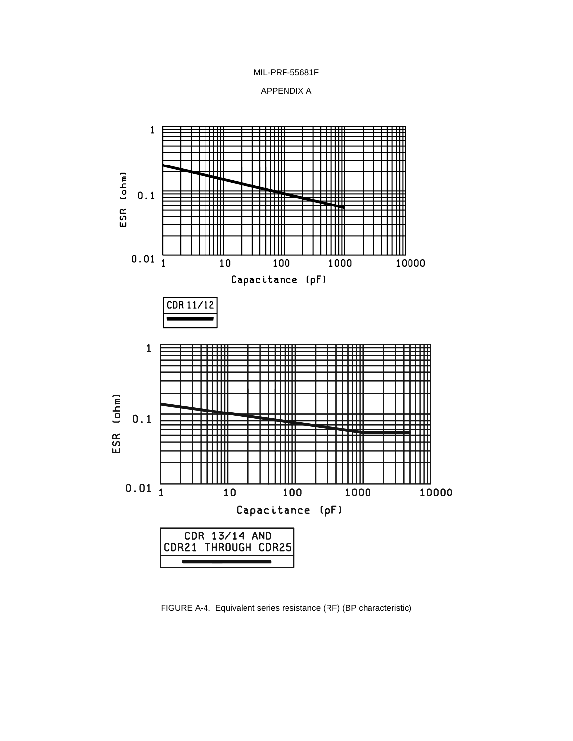APPENDIX A

ESR (ohm)

1

0.1

0.01

1 10 100 1000 10000

Capacitance (pF)

CDR 11/12

ESR (ohm)

1

0.1

0.01

1 10 100 1000 10000

Capacitance (pF)

CDR 13/14 AND
CDR21 THROUGH CDR25

FIGURE A-4. Equivalent series resistance (RF) (BP characteristic)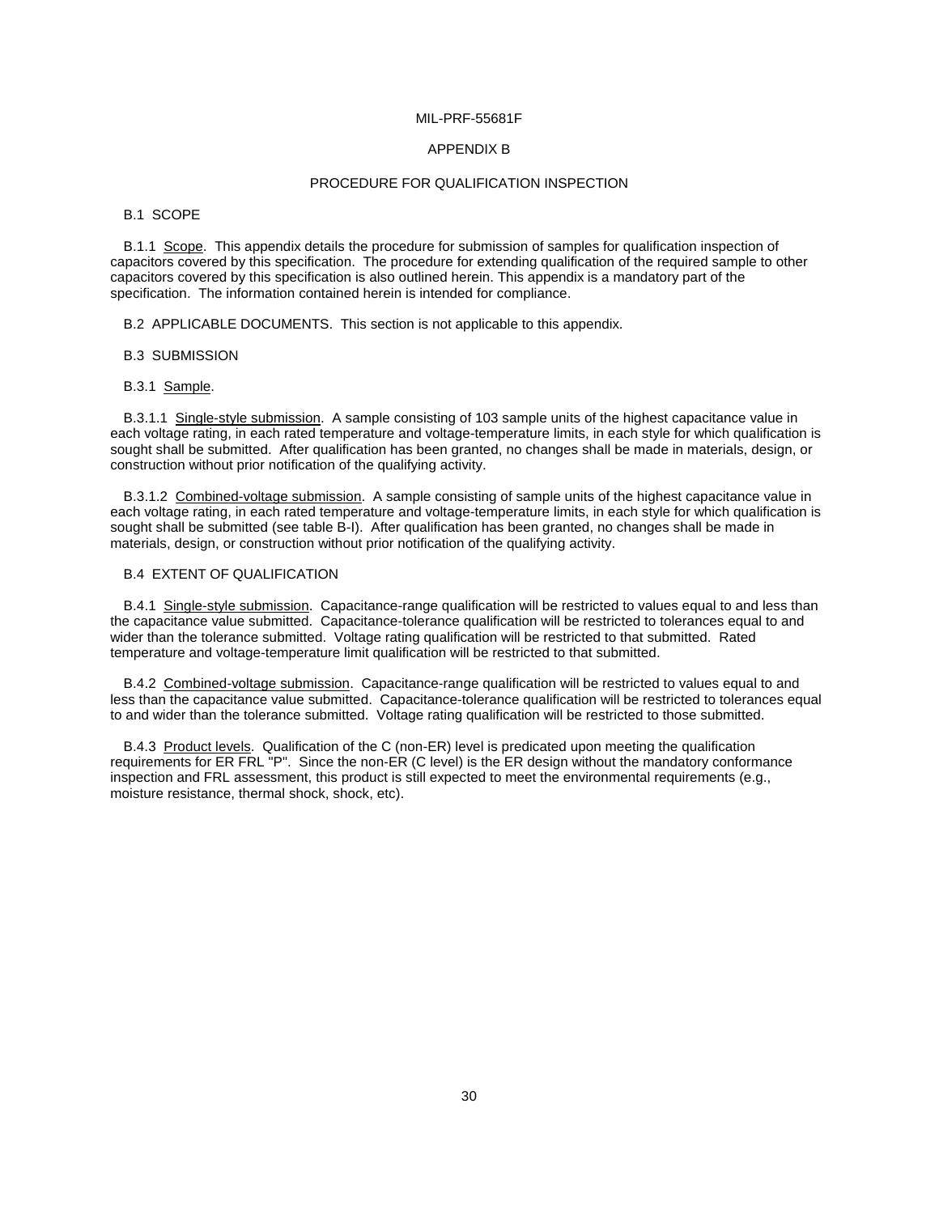# APPENDIX B

## PROCEDURE FOR QUALIFICATION INSPECTION

### B.1 SCOPE

B.1.1 Scope. This appendix details the procedure for submission of samples for qualification inspection of capacitors covered by this specification. The procedure for extending qualification of the required sample to other capacitors covered by this specification is also outlined herein. This appendix is a mandatory part of the specification. The information contained herein is intended for compliance.

### B.2 APPLICABLE DOCUMENTS. This section is not applicable to this appendix.

### B.3 SUBMISSION

B.3.1 Sample.

B.3.1.1 Single-style submission. A sample consisting of 103 sample units of the highest capacitance value in each voltage rating, in each rated temperature and voltage-temperature limits, in each style for which qualification is sought shall be submitted. After qualification has been granted, no changes shall be made in materials, design, or construction without prior notification of the qualifying activity.

B.3.1.2 Combined-voltage submission. A sample consisting of sample units of the highest capacitance value in each voltage rating, in each rated temperature and voltage-temperature limits, in each style for which qualification is sought shall be submitted (see table B-I). After qualification has been granted, no changes shall be made in materials, design, or construction without prior notification of the qualifying activity.

### B.4 EXTENT OF QUALIFICATION

B.4.1 Single-style submission. Capacitance-range qualification will be restricted to values equal to and less than the capacitance value submitted. Capacitance-tolerance qualification will be restricted to tolerances equal to and wider than the tolerance submitted. Voltage rating qualification will be restricted to that submitted. Rated temperature and voltage-temperature limit qualification will be restricted to that submitted.

B.4.2 Combined-voltage submission. Capacitance-range qualification will be restricted to values equal to and less than the capacitance value submitted. Capacitance-tolerance qualification will be restricted to tolerances equal to and wider than the tolerance submitted. Voltage rating qualification will be restricted to those submitted.

B.4.3 Product levels. Qualification of the C (non-ER) level is predicated upon meeting the qualification requirements for ER FRL "P". Since the non-ER (C level) is the ER design without the mandatory conformance inspection and FRL assessment, this product is still expected to meet the environmental requirements (e.g., moisture resistance, thermal shock, shock, etc).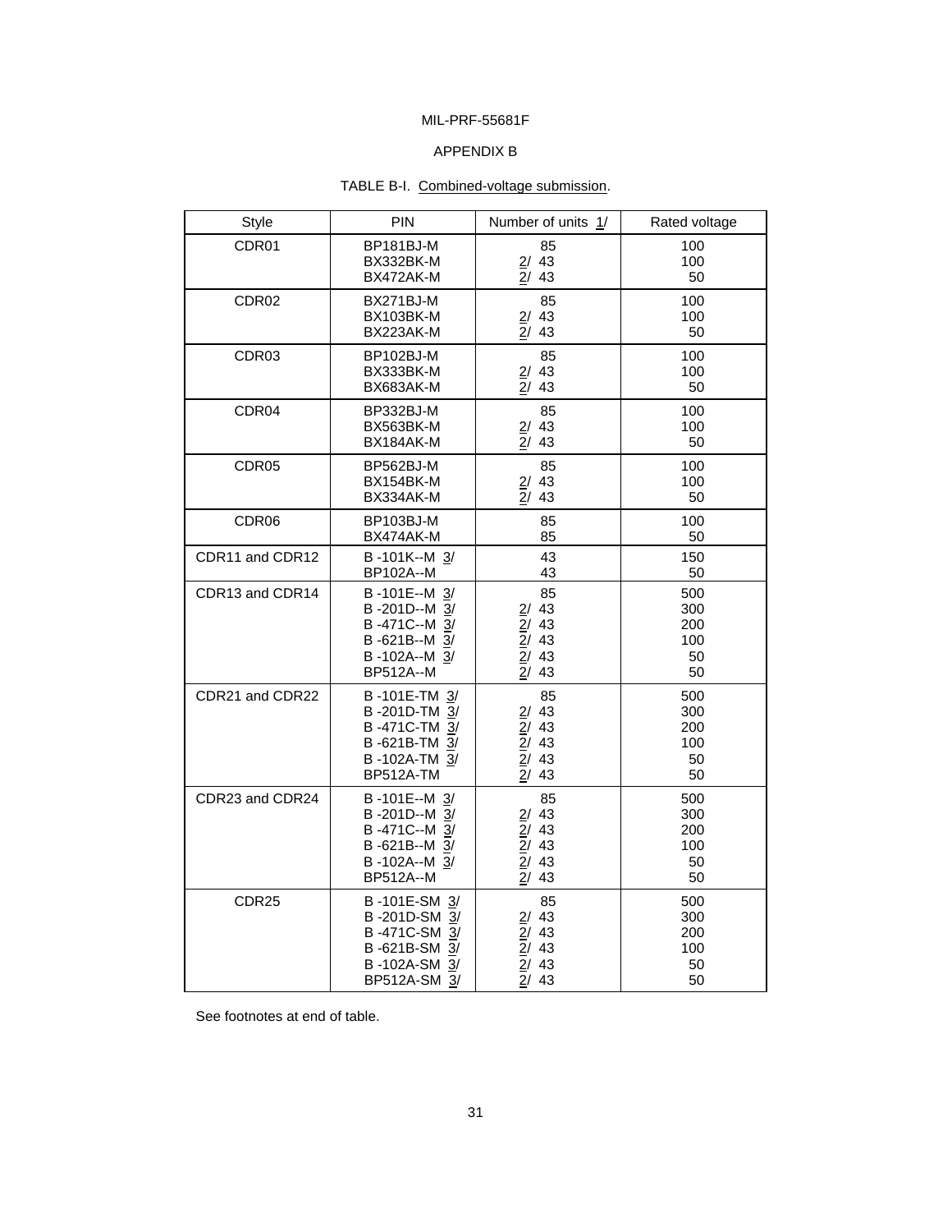MIL-PRF-55681F

APPENDIX B

TABLE B-I. Combined-voltage submission.

| Style | PIN | Number of units 1/ | Rated voltage |
|---|---|---|---|
| CDR01 | BP181BJ-M<br>BX332BK-M<br>BX472AK-M | 85<br>2/ 43<br>2/ 43 | 100<br>100<br>50 |
| CDR02 | BX271BJ-M<br>BX103BK-M<br>BX223AK-M | 85<br>2/ 43<br>2/ 43 | 100<br>100<br>50 |
| CDR03 | BP102BJ-M<br>BX333BK-M<br>BX683AK-M | 85<br>2/ 43<br>2/ 43 | 100<br>100<br>50 |
| CDR04 | BP332BJ-M<br>BX563BK-M<br>BX184AK-M | 85<br>2/ 43<br>2/ 43 | 100<br>100<br>50 |
| CDR05 | BP562BJ-M<br>BX154BK-M<br>BX334AK-M | 85<br>2/ 43<br>2/ 43 | 100<br>100<br>50 |
| CDR06 | BP103BJ-M<br>BX474AK-M | 85<br>85 | 100<br>50 |
| CDR11 and CDR12 | B -101K--M 3/<br>BP102A--M | 43<br>43 | 150<br>50 |
| CDR13 and CDR14 | B -101E--M 3/<br>B -201D--M 3/<br>B -471C--M 3/<br>B -621B--M 3/<br>B -102A--M 3/<br>BP512A--M | 85<br>2/ 43<br>2/ 43<br>2/ 43<br>2/ 43<br>2/ 43 | 500<br>300<br>200<br>100<br>50<br>50 |
| CDR21 and CDR22 | B -101E-TM 3/<br>B -201D-TM 3/<br>B -471C-TM 3/<br>B -621B-TM 3/<br>B -102A-TM 3/<br>BP512A-TM | 85<br>2/ 43<br>2/ 43<br>2/ 43<br>2/ 43<br>2/ 43 | 500<br>300<br>200<br>100<br>50<br>50 |
| CDR23 and CDR24 | B -101E--M 3/<br>B -201D--M 3/<br>B -471C--M 3/<br>B -621B--M 3/<br>B -102A--M 3/<br>BP512A--M | 85<br>2/ 43<br>2/ 43<br>2/ 43<br>2/ 43<br>2/ 43 | 500<br>300<br>200<br>100<br>50<br>50 |
| CDR25 | B -101E-SM 3/<br>B -201D-SM 3/<br>B -471C-SM 3/<br>B -621B-SM 3/<br>B -102A-SM 3/<br>BP512A-SM 3/ | 85<br>2/ 43<br>2/ 43<br>2/ 43<br>2/ 43<br>2/ 43 | 500<br>300<br>200<br>100<br>50<br>50 |

See footnotes at end of table.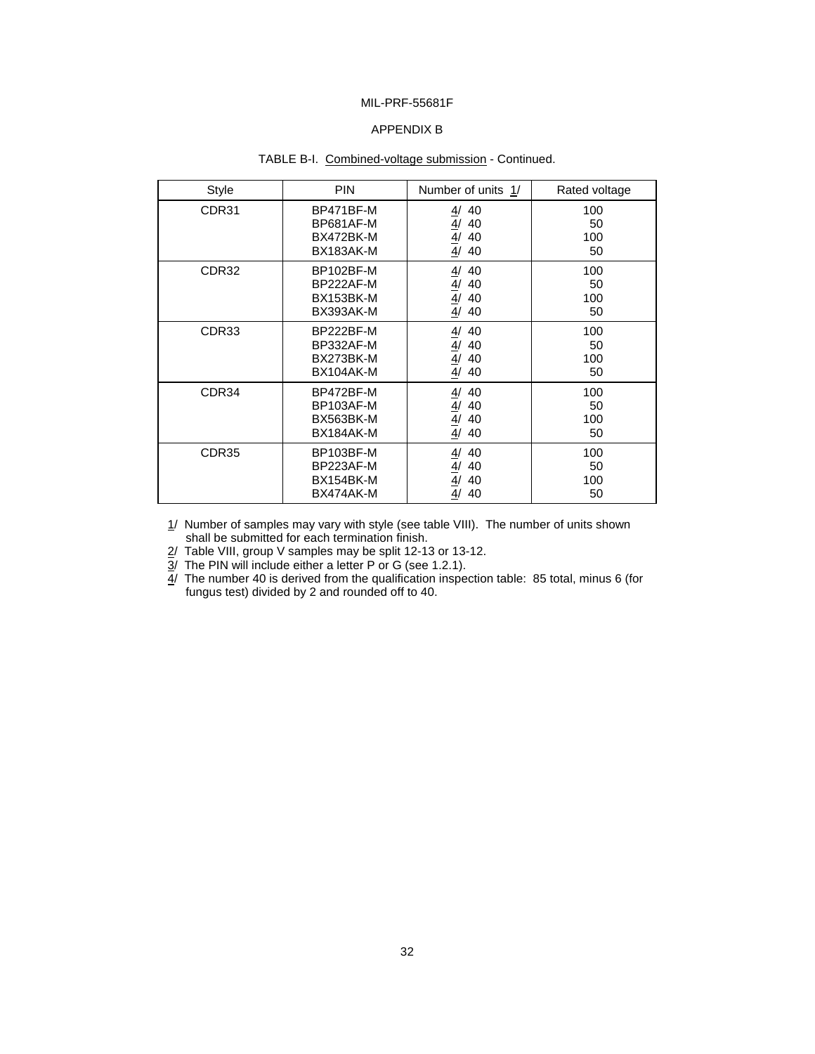MIL-PRF-55681F

APPENDIX B

TABLE B-I. Combined-voltage submission - Continued.

| Style | PIN | Number of units 1/ | Rated voltage |
|---|---|---|---|
| CDR31 | BP471BF-M<br>BP681AF-M<br>BX472BK-M<br>BX183AK-M | 4/ 40<br>4/ 40<br>4/ 40<br>4/ 40 | 100<br>50<br>100<br>50 |
| CDR32 | BP102BF-M<br>BP222AF-M<br>BX153BK-M<br>BX393AK-M | 4/ 40<br>4/ 40<br>4/ 40<br>4/ 40 | 100<br>50<br>100<br>50 |
| CDR33 | BP222BF-M<br>BP332AF-M<br>BX273BK-M<br>BX104AK-M | 4/ 40<br>4/ 40<br>4/ 40<br>4/ 40 | 100<br>50<br>100<br>50 |
| CDR34 | BP472BF-M<br>BP103AF-M<br>BX563BK-M<br>BX184AK-M | 4/ 40<br>4/ 40<br>4/ 40<br>4/ 40 | 100<br>50<br>100<br>50 |
| CDR35 | BP103BF-M<br>BP223AF-M<br>BX154BK-M<br>BX474AK-M | 4/ 40<br>4/ 40<br>4/ 40<br>4/ 40 | 100<br>50<br>100<br>50 |

1/ Number of samples may vary with style (see table VIII). The number of units shown shall be submitted for each termination finish.

2/ Table VIII, group V samples may be split 12-13 or 13-12.

3/ The PIN will include either a letter P or G (see 1.2.1).

4/ The number 40 is derived from the qualification inspection table: 85 total, minus 6 (for fungus test) divided by 2 and rounded off to 40.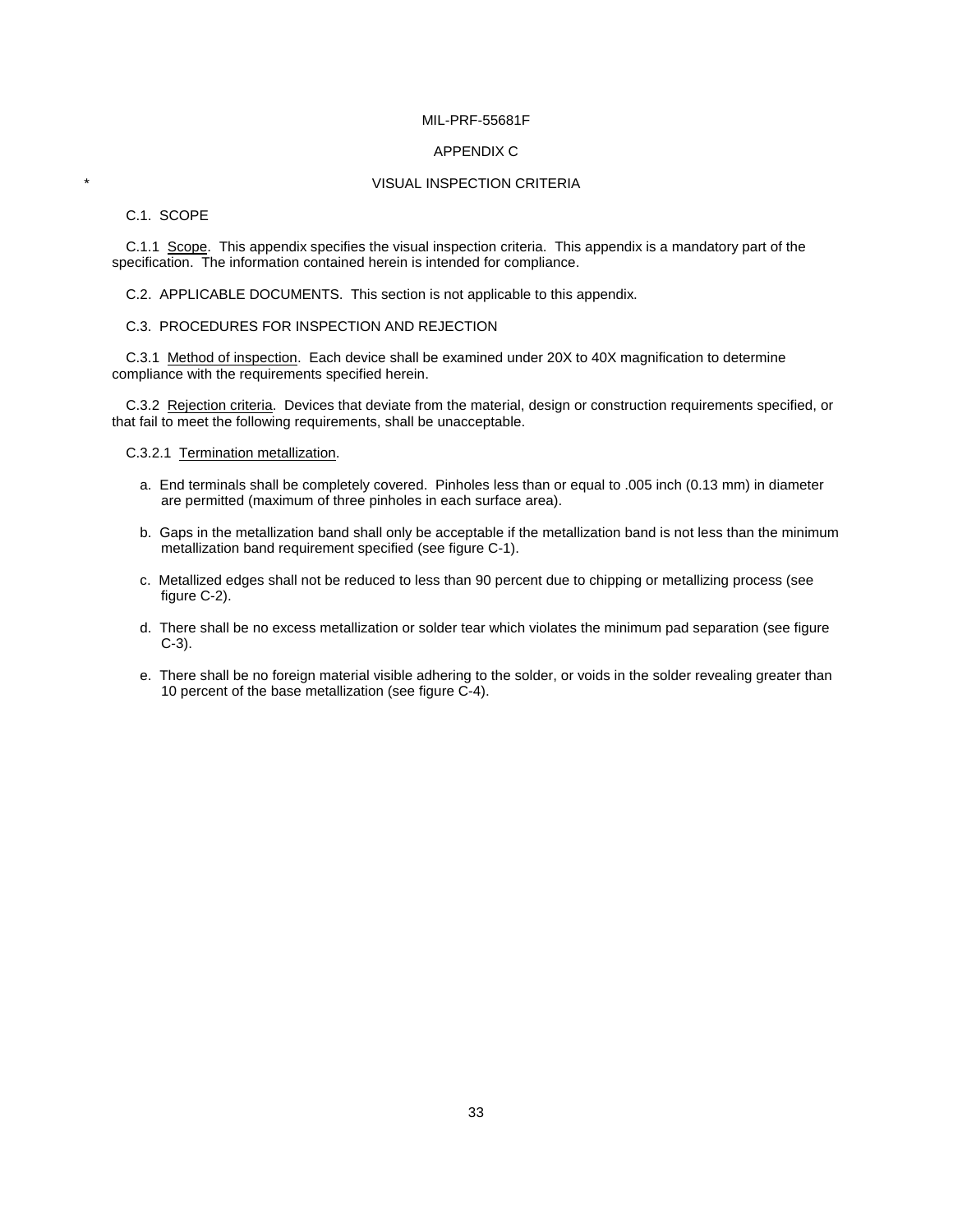# APPENDIX C

\* VISUAL INSPECTION CRITERIA

## C.1. SCOPE

C.1.1 Scope. This appendix specifies the visual inspection criteria. This appendix is a mandatory part of the specification. The information contained herein is intended for compliance.

## C.2. APPLICABLE DOCUMENTS. This section is not applicable to this appendix.

## C.3. PROCEDURES FOR INSPECTION AND REJECTION

C.3.1 Method of inspection. Each device shall be examined under 20X to 40X magnification to determine compliance with the requirements specified herein.

C.3.2 Rejection criteria. Devices that deviate from the material, design or construction requirements specified, or that fail to meet the following requirements, shall be unacceptable.

C.3.2.1 Termination metallization.

a. End terminals shall be completely covered. Pinholes less than or equal to .005 inch (0.13 mm) in diameter are permitted (maximum of three pinholes in each surface area).

b. Gaps in the metallization band shall only be acceptable if the metallization band is not less than the minimum metallization band requirement specified (see figure C-1).

c. Metallized edges shall not be reduced to less than 90 percent due to chipping or metallizing process (see figure C-2).

d. There shall be no excess metallization or solder tear which violates the minimum pad separation (see figure C-3).

e. There shall be no foreign material visible adhering to the solder, or voids in the solder revealing greater than 10 percent of the base metallization (see figure C-4).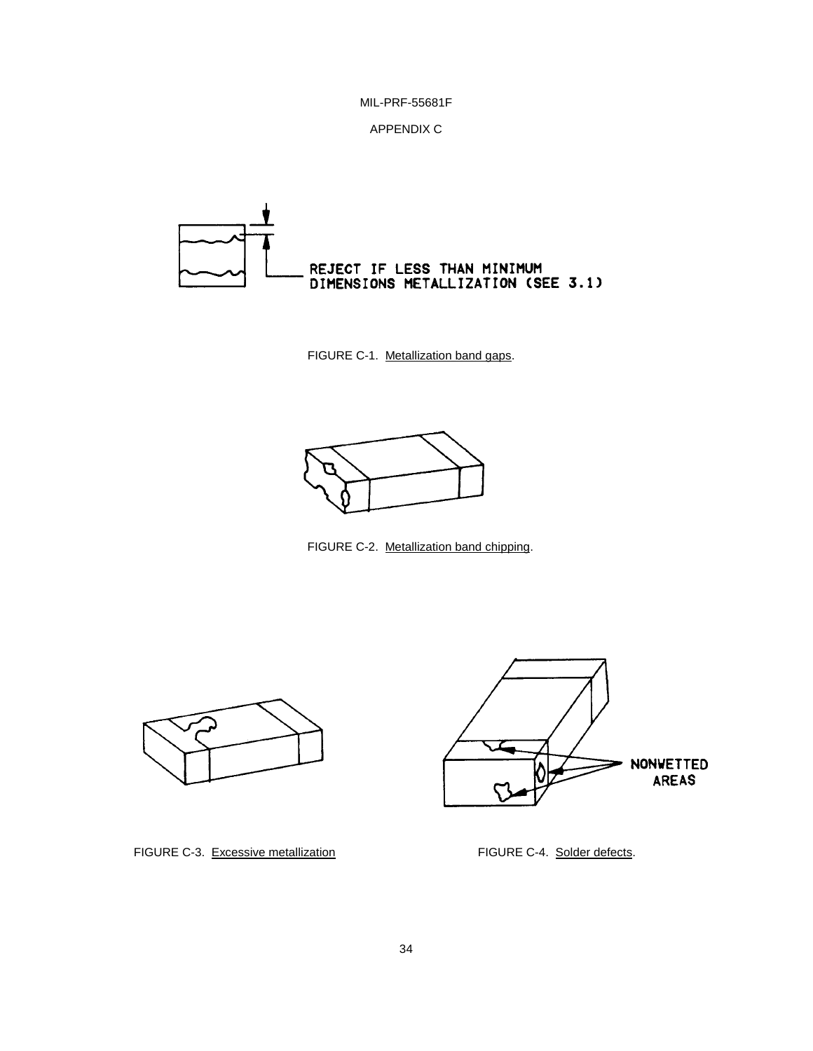REJECT IF LESS THAN MINIMUM DIMENSIONS METALLIZATION (SEE 3.1)

FIGURE C-1. Metallization band gaps.

FIGURE C-2. Metallization band chipping.

NONWETTED AREAS

FIGURE C-3. Excessive metallization

FIGURE C-4. Solder defects.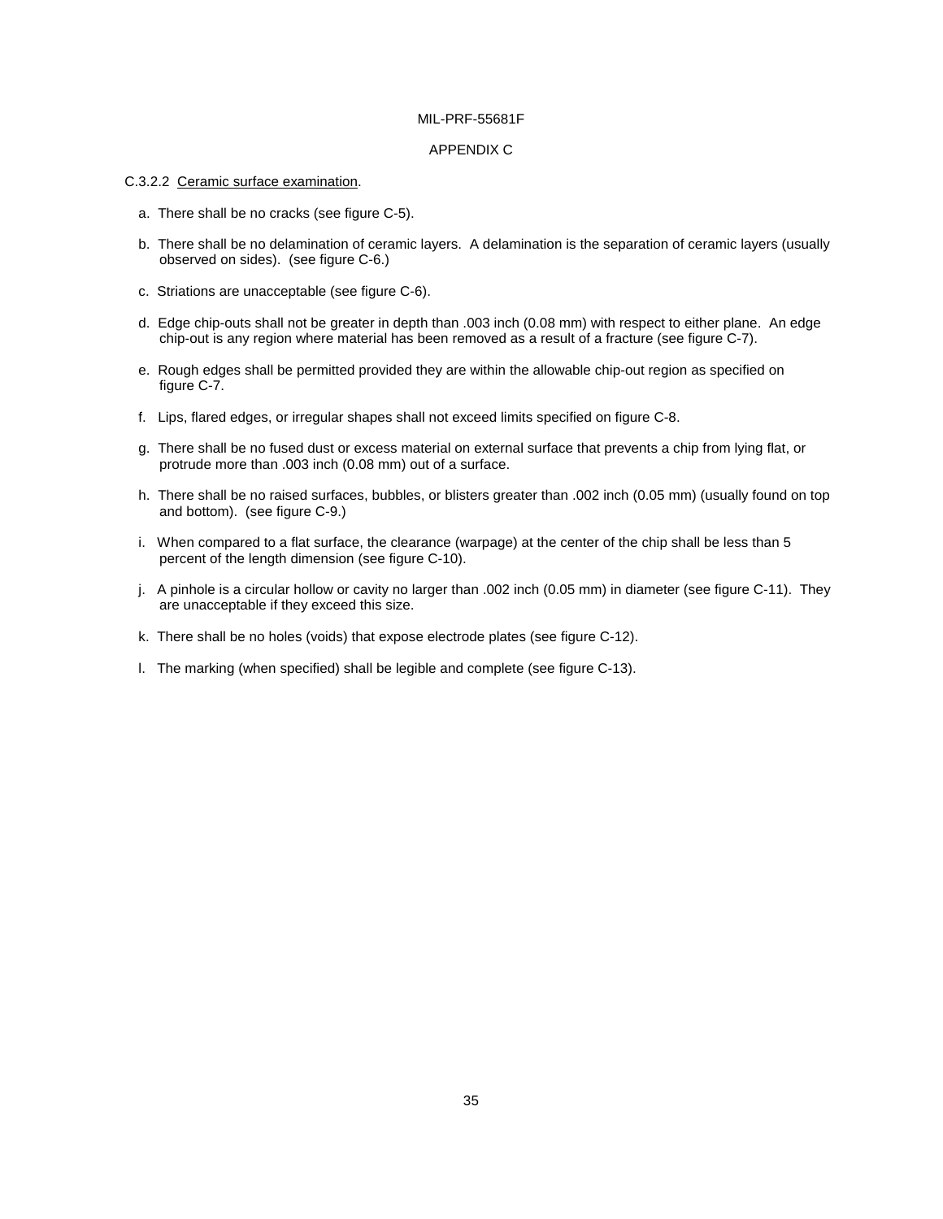# APPENDIX C

C.3.2.2 Ceramic surface examination.

a. There shall be no cracks (see figure C-5).

b. There shall be no delamination of ceramic layers. A delamination is the separation of ceramic layers (usually observed on sides). (see figure C-6.)

c. Striations are unacceptable (see figure C-6).

d. Edge chip-outs shall not be greater in depth than .003 inch (0.08 mm) with respect to either plane. An edge chip-out is any region where material has been removed as a result of a fracture (see figure C-7).

e. Rough edges shall be permitted provided they are within the allowable chip-out region as specified on figure C-7.

f. Lips, flared edges, or irregular shapes shall not exceed limits specified on figure C-8.

g. There shall be no fused dust or excess material on external surface that prevents a chip from lying flat, or protrude more than .003 inch (0.08 mm) out of a surface.

h. There shall be no raised surfaces, bubbles, or blisters greater than .002 inch (0.05 mm) (usually found on top and bottom). (see figure C-9.)

i. When compared to a flat surface, the clearance (warpage) at the center of the chip shall be less than 5 percent of the length dimension (see figure C-10).

j. A pinhole is a circular hollow or cavity no larger than .002 inch (0.05 mm) in diameter (see figure C-11). They are unacceptable if they exceed this size.

k. There shall be no holes (voids) that expose electrode plates (see figure C-12).

l. The marking (when specified) shall be legible and complete (see figure C-13).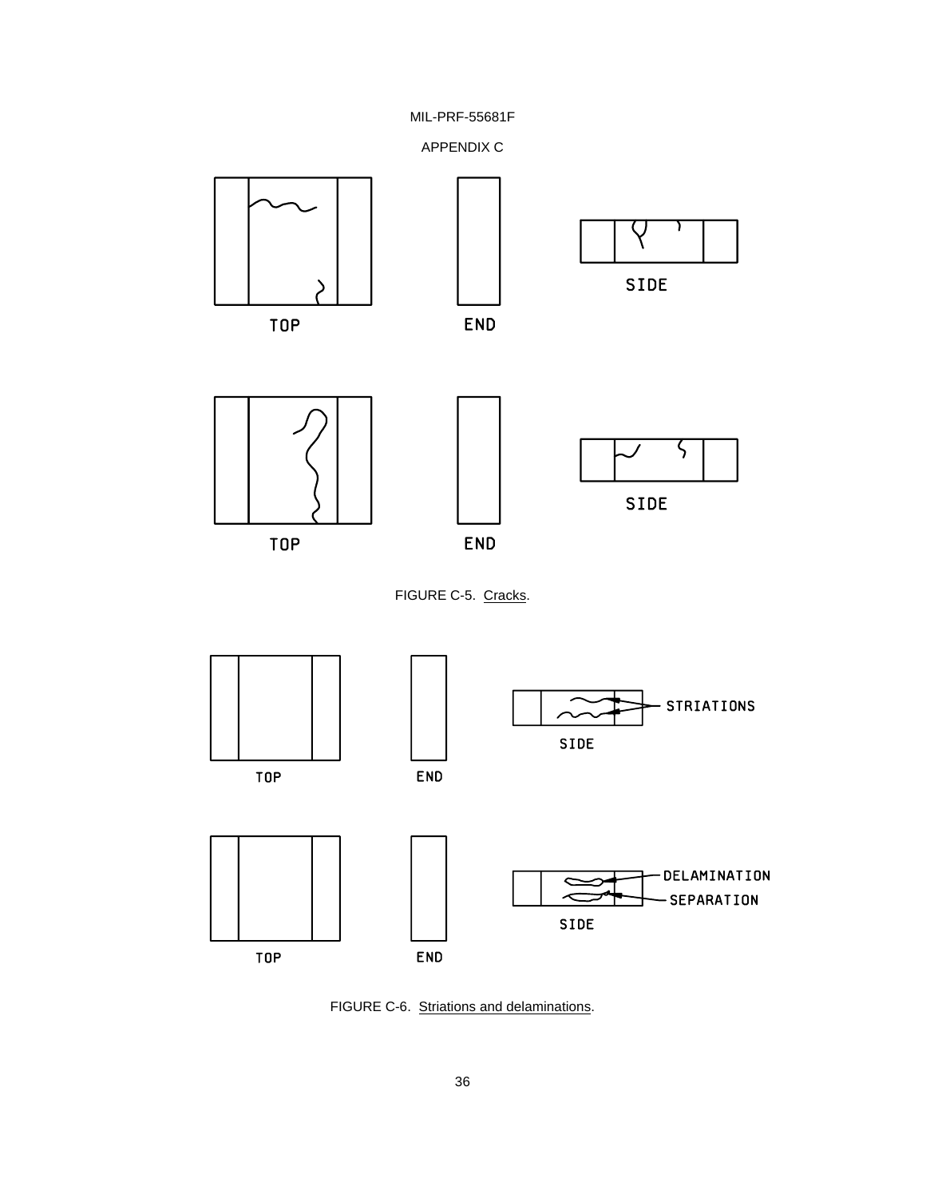TOP END SIDE

TOP END SIDE

FIGURE C-5. Cracks.

TOP END SIDE STRIATIONS

TOP END SIDE DELAMINATION SEPARATION

FIGURE C-6. Striations and delaminations.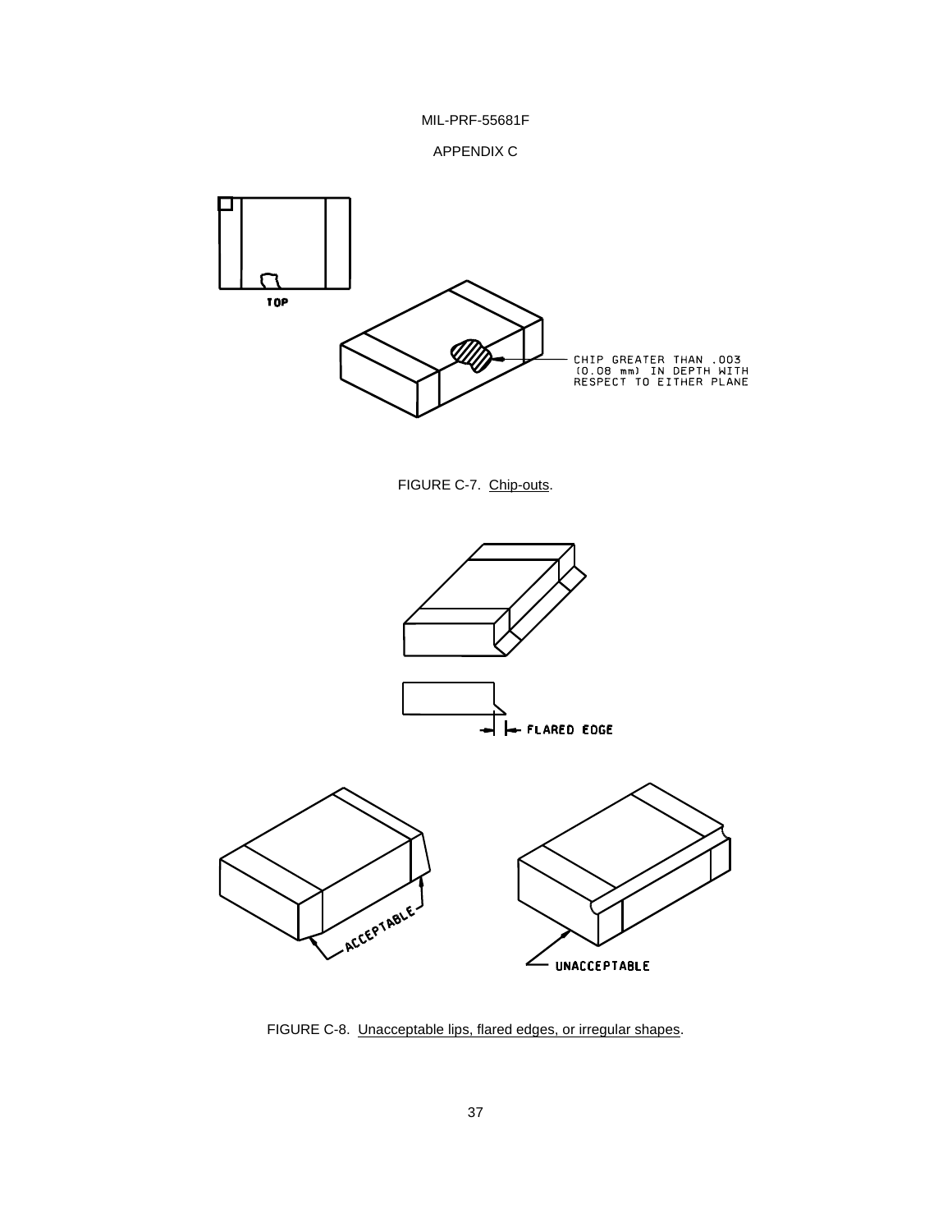APPENDIX C

TOP

CHIP GREATER THAN .003 (0.08 mm) IN DEPTH WITH RESPECT TO EITHER PLANE

FIGURE C-7. Chip-outs.

FLARED EDGE

ACCEPTABLE

UNACCEPTABLE

FIGURE C-8. Unacceptable lips, flared edges, or irregular shapes.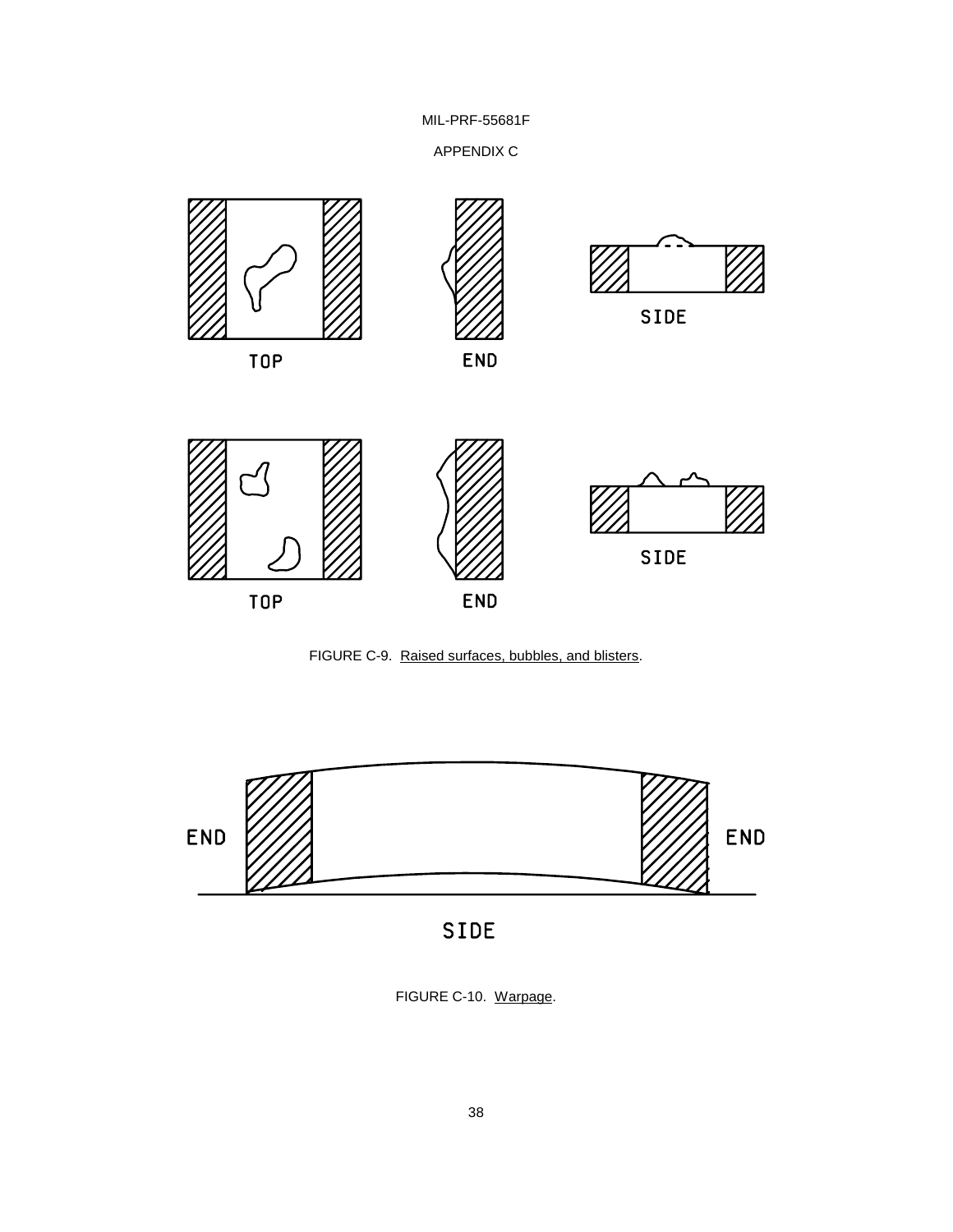TOP

END

SIDE

TOP

END

SIDE

FIGURE C-9. Raised surfaces, bubbles, and blisters.

END

END

SIDE

FIGURE C-10. Warpage.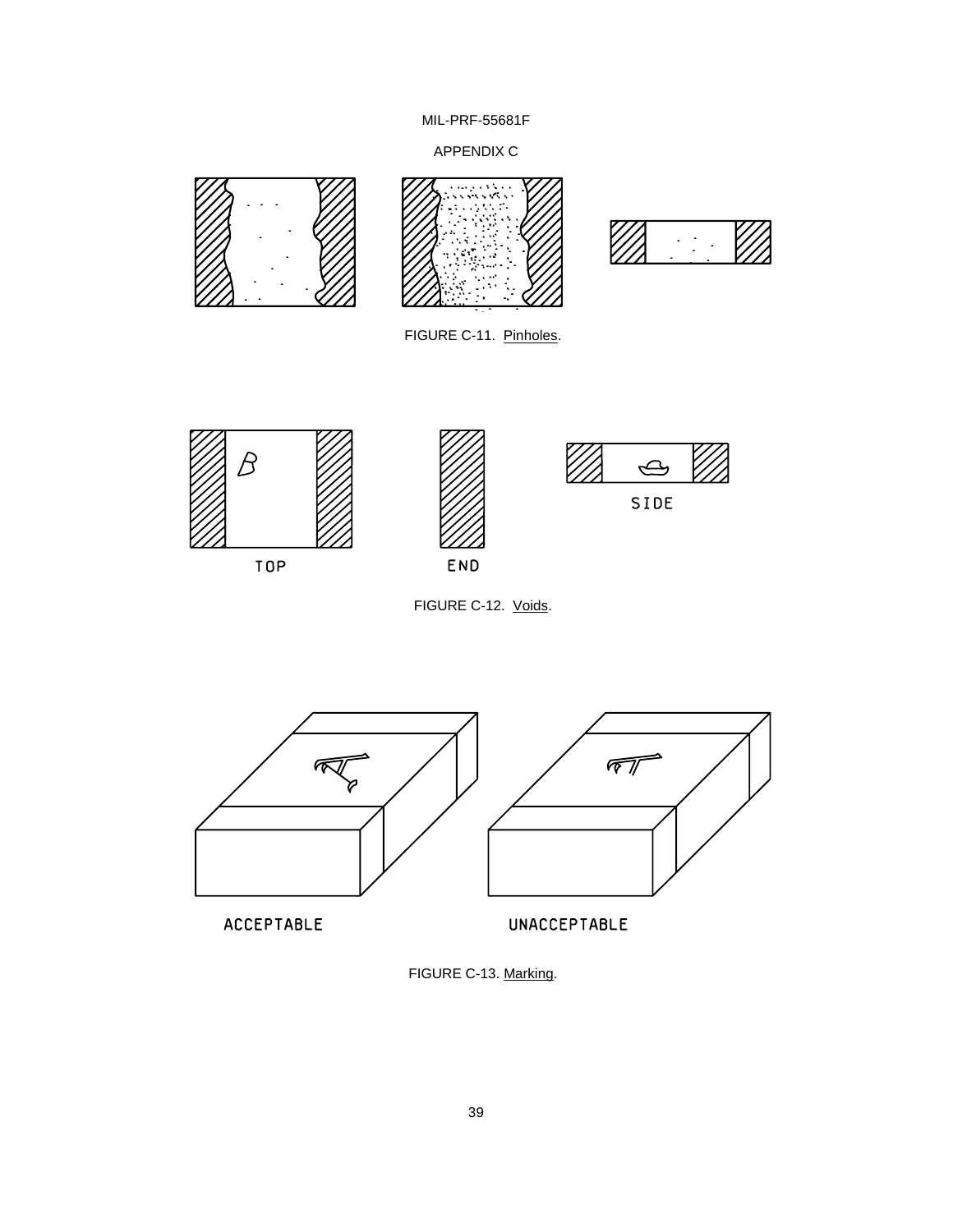FIGURE C-11. Pinholes.

TOP

END

SIDE

FIGURE C-12. Voids.

ACCEPTABLE

UNACCEPTABLE

FIGURE C-13. Marking.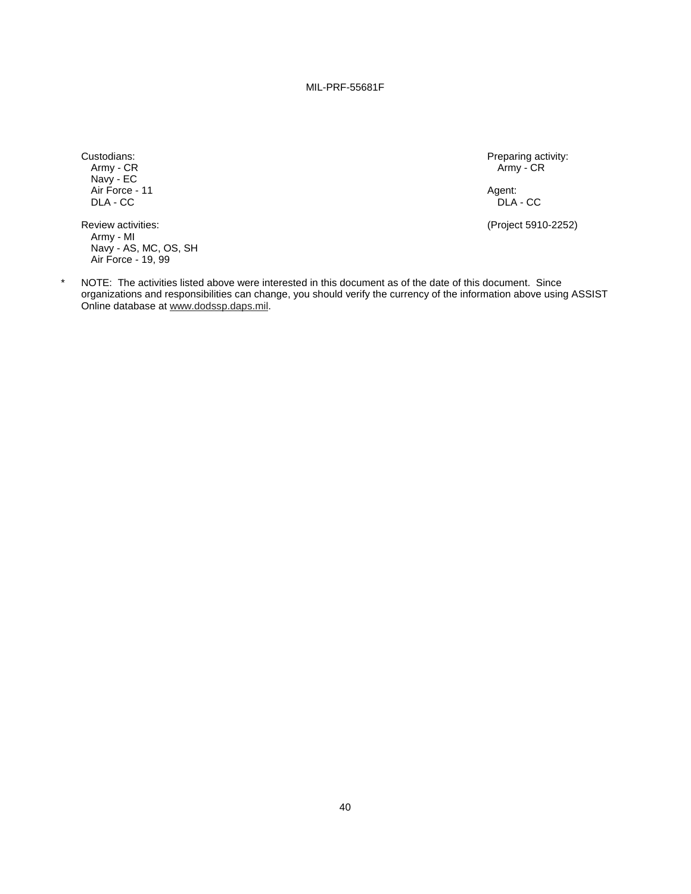Custodians:
Army - CR
Navy - EC
Air Force - 11
DLA - CC

Review activities:
Army - MI
Navy - AS, MC, OS, SH
Air Force - 19, 99

Preparing activity:
Army - CR

Agent:
DLA - CC

(Project 5910-2252)

\* NOTE: The activities listed above were interested in this document as of the date of this document. Since organizations and responsibilities can change, you should verify the currency of the information above using ASSIST Online database at www.dodssp.daps.mil.